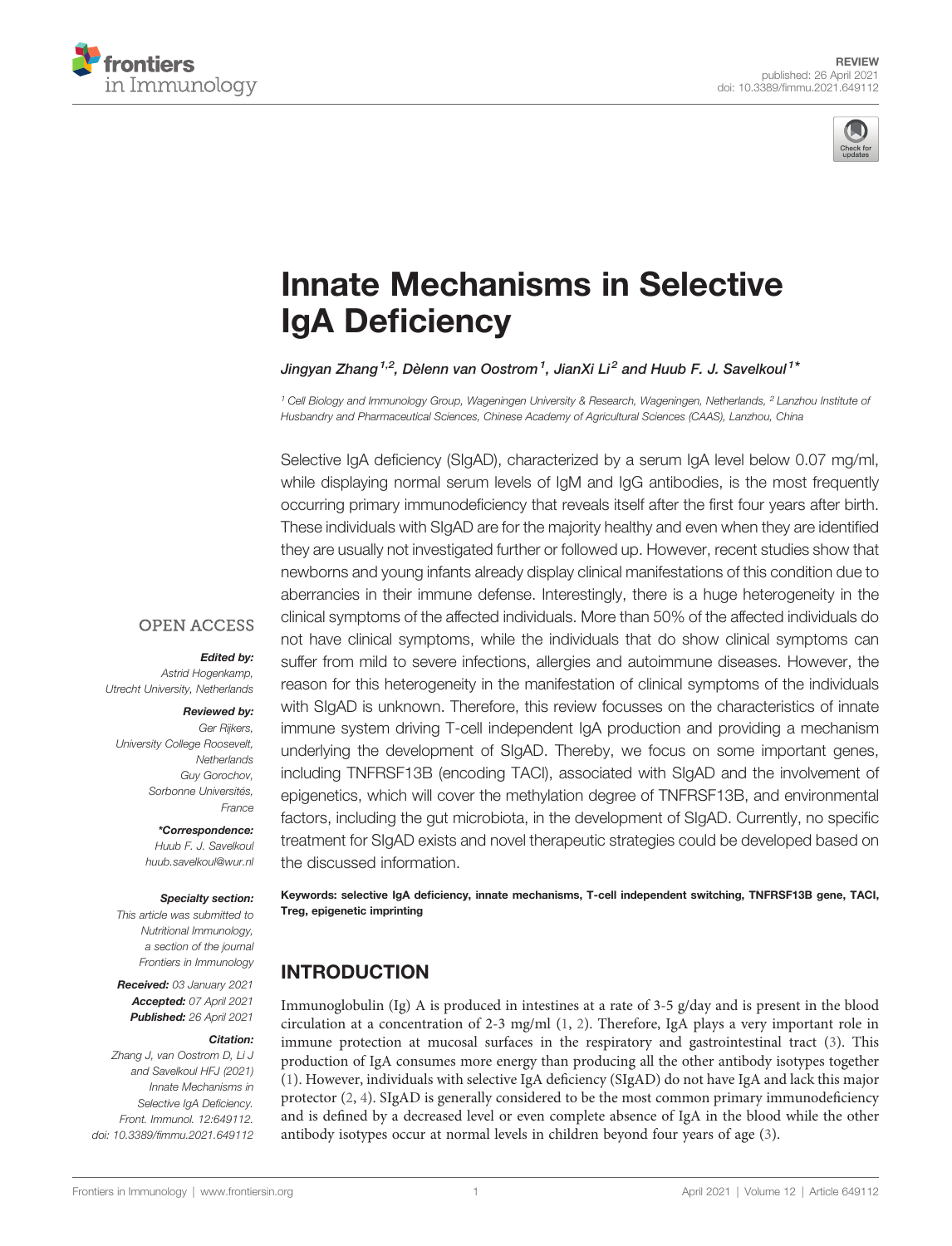REVIEW
published: 26 April 2021
doi: 10.3389/fimmu.2021.649112

# Innate Mechanisms in Selective IgA Deficiency

*Jingyan Zhang[1,2], Dèlenn van Oostrom[1], JianXi Li[2] and Huub F. J. Savelkoul[1*]*

[1] Cell Biology and Immunology Group, Wageningen University & Research, Wageningen, Netherlands, [2] Lanzhou Institute of Husbandry and Pharmaceutical Sciences, Chinese Academy of Agricultural Sciences (CAAS), Lanzhou, China

Selective IgA deficiency (SIgAD), characterized by a serum IgA level below 0.07 mg/ml, while displaying normal serum levels of IgM and IgG antibodies, is the most frequently occurring primary immunodeficiency that reveals itself after the first four years after birth. These individuals with SIgAD are for the majority healthy and even when they are identified they are usually not investigated further or followed up. However, recent studies show that newborns and young infants already display clinical manifestations of this condition due to aberrancies in their immune defense. Interestingly, there is a huge heterogeneity in the clinical symptoms of the affected individuals. More than 50% of the affected individuals do not have clinical symptoms, while the individuals that do show clinical symptoms can suffer from mild to severe infections, allergies and autoimmune diseases. However, the reason for this heterogeneity in the manifestation of clinical symptoms of the individuals with SIgAD is unknown. Therefore, this review focusses on the characteristics of innate immune system driving T-cell independent IgA production and providing a mechanism underlying the development of SIgAD. Thereby, we focus on some important genes, including TNFRSF13B (encoding TACI), associated with SIgAD and the involvement of epigenetics, which will cover the methylation degree of TNFRSF13B, and environmental factors, including the gut microbiota, in the development of SIgAD. Currently, no specific treatment for SIgAD exists and novel therapeutic strategies could be developed based on the discussed information.

**Keywords: selective IgA deficiency, innate mechanisms, T-cell independent switching, TNFRSF13B gene, TACI, Treg, epigenetic imprinting**

OPEN ACCESS

***Edited by:***
*Astrid Hogenkamp, Utrecht University, Netherlands*

***Reviewed by:***
*Ger Rijkers, University College Roosevelt, Netherlands*
*Guy Gorochov, Sorbonne Universités, France*

***\*Correspondence:***
*Huub F. J. Savelkoul*
*huub.savelkoul@wur.nl*

***Specialty section:***
*This article was submitted to Nutritional Immunology, a section of the journal Frontiers in Immunology*

***Received:*** *03 January 2021*
***Accepted:*** *07 April 2021*
***Published:*** *26 April 2021*

***Citation:***
*Zhang J, van Oostrom D, Li J and Savelkoul HFJ (2021) Innate Mechanisms in Selective IgA Deficiency. Front. Immunol. 12:649112. doi: 10.3389/fimmu.2021.649112*

## INTRODUCTION

Immunoglobulin (Ig) A is produced in intestines at a rate of 3-5 g/day and is present in the blood circulation at a concentration of 2-3 mg/ml (1, 2). Therefore, IgA plays a very important role in immune protection at mucosal surfaces in the respiratory and gastrointestinal tract (3). This production of IgA consumes more energy than producing all the other antibody isotypes together (1). However, individuals with selective IgA deficiency (SIgAD) do not have IgA and lack this major protector (2, 4). SIgAD is generally considered to be the most common primary immunodeficiency and is defined by a decreased level or even complete absence of IgA in the blood while the other antibody isotypes occur at normal levels in children beyond four years of age (3).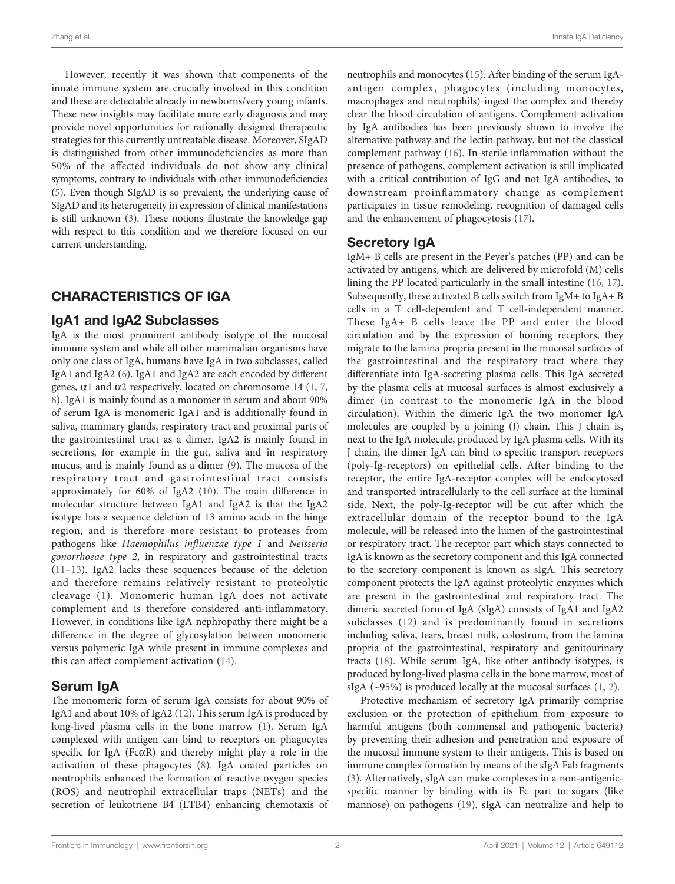However, recently it was shown that components of the innate immune system are crucially involved in this condition and these are detectable already in newborns/very young infants. These new insights may facilitate more early diagnosis and may provide novel opportunities for rationally designed therapeutic strategies for this currently untreatable disease. Moreover, SIgAD is distinguished from other immunodeficiencies as more than 50% of the affected individuals do not show any clinical symptoms, contrary to individuals with other immunodeficiencies (5). Even though SIgAD is so prevalent, the underlying cause of SIgAD and its heterogeneity in expression of clinical manifestations is still unknown (3). These notions illustrate the knowledge gap with respect to this condition and we therefore focused on our current understanding.

## CHARACTERISTICS OF IGA

### IgA1 and IgA2 Subclasses

IgA is the most prominent antibody isotype of the mucosal immune system and while all other mammalian organisms have only one class of IgA, humans have IgA in two subclasses, called IgA1 and IgA2 (6). IgA1 and IgA2 are each encoded by different genes, α1 and α2 respectively, located on chromosome 14 (1, 7, 8). IgA1 is mainly found as a monomer in serum and about 90% of serum IgA is monomeric IgA1 and is additionally found in saliva, mammary glands, respiratory tract and proximal parts of the gastrointestinal tract as a dimer. IgA2 is mainly found in secretions, for example in the gut, saliva and in respiratory mucus, and is mainly found as a dimer (9). The mucosa of the respiratory tract and gastrointestinal tract consists approximately for 60% of IgA2 (10). The main difference in molecular structure between IgA1 and IgA2 is that the IgA2 isotype has a sequence deletion of 13 amino acids in the hinge region, and is therefore more resistant to proteases from pathogens like *Haemophilus influenzae type 1* and *Neisseria gonorrhoeae type 2*, in respiratory and gastrointestinal tracts (11–13). IgA2 lacks these sequences because of the deletion and therefore remains relatively resistant to proteolytic cleavage (1). Monomeric human IgA does not activate complement and is therefore considered anti-inflammatory. However, in conditions like IgA nephropathy there might be a difference in the degree of glycosylation between monomeric versus polymeric IgA while present in immune complexes and this can affect complement activation (14).

### Serum IgA

The monomeric form of serum IgA consists for about 90% of IgA1 and about 10% of IgA2 (12). This serum IgA is produced by long-lived plasma cells in the bone marrow (1). Serum IgA complexed with antigen can bind to receptors on phagocytes specific for IgA (FcαR) and thereby might play a role in the activation of these phagocytes (8). IgA coated particles on neutrophils enhanced the formation of reactive oxygen species (ROS) and neutrophil extracellular traps (NETs) and the secretion of leukotriene B4 (LTB4) enhancing chemotaxis of neutrophils and monocytes (15). After binding of the serum IgA-antigen complex, phagocytes (including monocytes, macrophages and neutrophils) ingest the complex and thereby clear the blood circulation of antigens. Complement activation by IgA antibodies has been previously shown to involve the alternative pathway and the lectin pathway, but not the classical complement pathway (16). In sterile inflammation without the presence of pathogens, complement activation is still implicated with a critical contribution of IgG and not IgA antibodies, to downstream proinflammatory change as complement participates in tissue remodeling, recognition of damaged cells and the enhancement of phagocytosis (17).

### Secretory IgA

IgM+ B cells are present in the Peyer's patches (PP) and can be activated by antigens, which are delivered by microfold (M) cells lining the PP located particularly in the small intestine (16, 17). Subsequently, these activated B cells switch from IgM+ to IgA+ B cells in a T cell-dependent and T cell-independent manner. These IgA+ B cells leave the PP and enter the blood circulation and by the expression of homing receptors, they migrate to the lamina propria present in the mucosal surfaces of the gastrointestinal and the respiratory tract where they differentiate into IgA-secreting plasma cells. This IgA secreted by the plasma cells at mucosal surfaces is almost exclusively a dimer (in contrast to the monomeric IgA in the blood circulation). Within the dimeric IgA the two monomer IgA molecules are coupled by a joining (J) chain. This J chain is, next to the IgA molecule, produced by IgA plasma cells. With its J chain, the dimer IgA can bind to specific transport receptors (poly-Ig-receptors) on epithelial cells. After binding to the receptor, the entire IgA-receptor complex will be endocytosed and transported intracellularly to the cell surface at the luminal side. Next, the poly-Ig-receptor will be cut after which the extracellular domain of the receptor bound to the IgA molecule, will be released into the lumen of the gastrointestinal or respiratory tract. The receptor part which stays connected to IgA is known as the secretory component and this IgA connected to the secretory component is known as sIgA. This secretory component protects the IgA against proteolytic enzymes which are present in the gastrointestinal and respiratory tract. The dimeric secreted form of IgA (sIgA) consists of IgA1 and IgA2 subclasses (12) and is predominantly found in secretions including saliva, tears, breast milk, colostrum, from the lamina propria of the gastrointestinal, respiratory and genitourinary tracts (18). While serum IgA, like other antibody isotypes, is produced by long-lived plasma cells in the bone marrow, most of sIgA (~95%) is produced locally at the mucosal surfaces (1, 2).

Protective mechanism of secretory IgA primarily comprise exclusion or the protection of epithelium from exposure to harmful antigens (both commensal and pathogenic bacteria) by preventing their adhesion and penetration and exposure of the mucosal immune system to their antigens. This is based on immune complex formation by means of the sIgA Fab fragments (3). Alternatively, sIgA can make complexes in a non-antigenic-specific manner by binding with its Fc part to sugars (like mannose) on pathogens (19). sIgA can neutralize and help to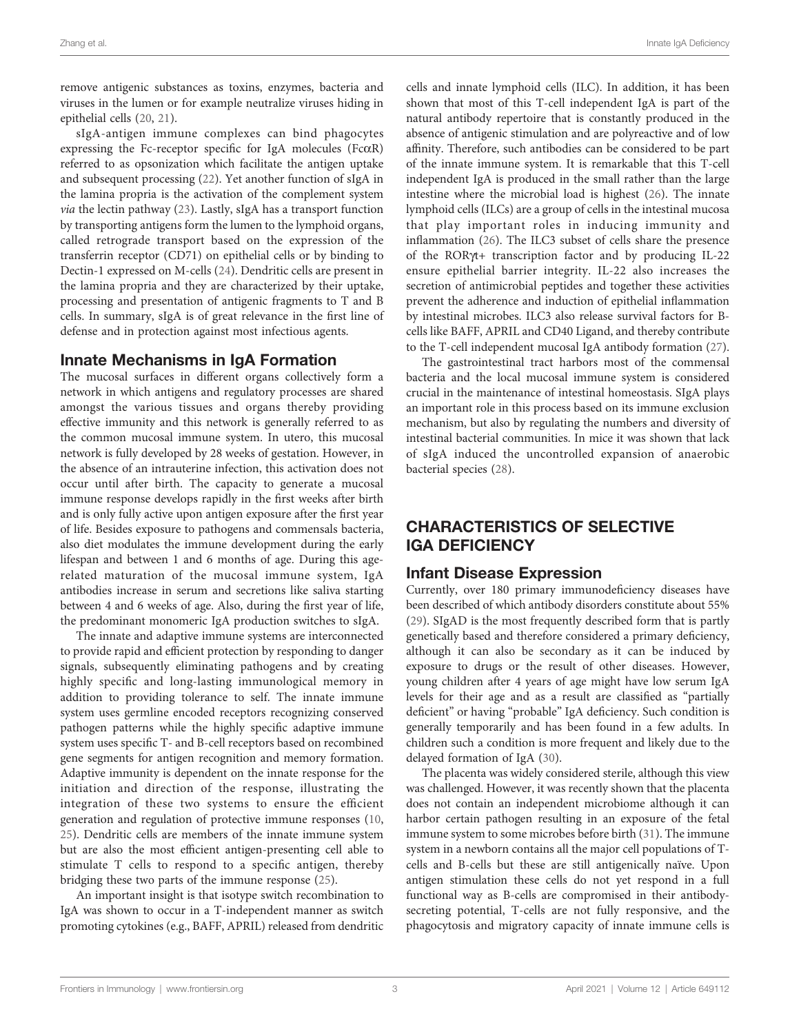remove antigenic substances as toxins, enzymes, bacteria and viruses in the lumen or for example neutralize viruses hiding in epithelial cells (20, 21).

sIgA-antigen immune complexes can bind phagocytes expressing the Fc-receptor specific for IgA molecules (FcαR) referred to as opsonization which facilitate the antigen uptake and subsequent processing (22). Yet another function of sIgA in the lamina propria is the activation of the complement system *via* the lectin pathway (23). Lastly, sIgA has a transport function by transporting antigens form the lumen to the lymphoid organs, called retrograde transport based on the expression of the transferrin receptor (CD71) on epithelial cells or by binding to Dectin-1 expressed on M-cells (24). Dendritic cells are present in the lamina propria and they are characterized by their uptake, processing and presentation of antigenic fragments to T and B cells. In summary, sIgA is of great relevance in the first line of defense and in protection against most infectious agents.

## Innate Mechanisms in IgA Formation

The mucosal surfaces in different organs collectively form a network in which antigens and regulatory processes are shared amongst the various tissues and organs thereby providing effective immunity and this network is generally referred to as the common mucosal immune system. In utero, this mucosal network is fully developed by 28 weeks of gestation. However, in the absence of an intrauterine infection, this activation does not occur until after birth. The capacity to generate a mucosal immune response develops rapidly in the first weeks after birth and is only fully active upon antigen exposure after the first year of life. Besides exposure to pathogens and commensals bacteria, also diet modulates the immune development during the early lifespan and between 1 and 6 months of age. During this age-related maturation of the mucosal immune system, IgA antibodies increase in serum and secretions like saliva starting between 4 and 6 weeks of age. Also, during the first year of life, the predominant monomeric IgA production switches to sIgA.

The innate and adaptive immune systems are interconnected to provide rapid and efficient protection by responding to danger signals, subsequently eliminating pathogens and by creating highly specific and long-lasting immunological memory in addition to providing tolerance to self. The innate immune system uses germline encoded receptors recognizing conserved pathogen patterns while the highly specific adaptive immune system uses specific T- and B-cell receptors based on recombined gene segments for antigen recognition and memory formation. Adaptive immunity is dependent on the innate response for the initiation and direction of the response, illustrating the integration of these two systems to ensure the efficient generation and regulation of protective immune responses (10, 25). Dendritic cells are members of the innate immune system but are also the most efficient antigen-presenting cell able to stimulate T cells to respond to a specific antigen, thereby bridging these two parts of the immune response (25).

An important insight is that isotype switch recombination to IgA was shown to occur in a T-independent manner as switch promoting cytokines (e.g., BAFF, APRIL) released from dendritic cells and innate lymphoid cells (ILC). In addition, it has been shown that most of this T-cell independent IgA is part of the natural antibody repertoire that is constantly produced in the absence of antigenic stimulation and are polyreactive and of low affinity. Therefore, such antibodies can be considered to be part of the innate immune system. It is remarkable that this T-cell independent IgA is produced in the small rather than the large intestine where the microbial load is highest (26). The innate lymphoid cells (ILCs) are a group of cells in the intestinal mucosa that play important roles in inducing immunity and inflammation (26). The ILC3 subset of cells share the presence of the RORγt+ transcription factor and by producing IL-22 ensure epithelial barrier integrity. IL-22 also increases the secretion of antimicrobial peptides and together these activities prevent the adherence and induction of epithelial inflammation by intestinal microbes. ILC3 also release survival factors for B-cells like BAFF, APRIL and CD40 Ligand, and thereby contribute to the T-cell independent mucosal IgA antibody formation (27).

The gastrointestinal tract harbors most of the commensal bacteria and the local mucosal immune system is considered crucial in the maintenance of intestinal homeostasis. SIgA plays an important role in this process based on its immune exclusion mechanism, but also by regulating the numbers and diversity of intestinal bacterial communities. In mice it was shown that lack of sIgA induced the uncontrolled expansion of anaerobic bacterial species (28).

# CHARACTERISTICS OF SELECTIVE IGA DEFICIENCY

## Infant Disease Expression

Currently, over 180 primary immunodeficiency diseases have been described of which antibody disorders constitute about 55% (29). SIgAD is the most frequently described form that is partly genetically based and therefore considered a primary deficiency, although it can also be secondary as it can be induced by exposure to drugs or the result of other diseases. However, young children after 4 years of age might have low serum IgA levels for their age and as a result are classified as "partially deficient" or having "probable" IgA deficiency. Such condition is generally temporarily and has been found in a few adults. In children such a condition is more frequent and likely due to the delayed formation of IgA (30).

The placenta was widely considered sterile, although this view was challenged. However, it was recently shown that the placenta does not contain an independent microbiome although it can harbor certain pathogen resulting in an exposure of the fetal immune system to some microbes before birth (31). The immune system in a newborn contains all the major cell populations of T-cells and B-cells but these are still antigenically naïve. Upon antigen stimulation these cells do not yet respond in a full functional way as B-cells are compromised in their antibody-secreting potential, T-cells are not fully responsive, and the phagocytosis and migratory capacity of innate immune cells is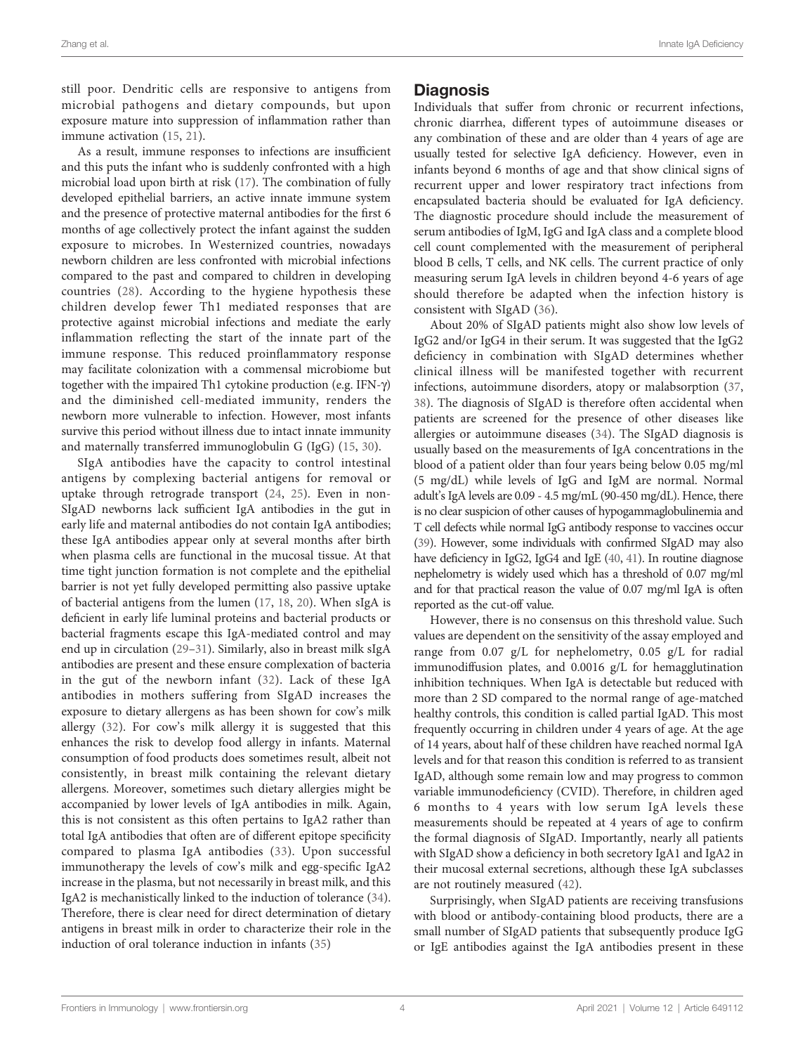still poor. Dendritic cells are responsive to antigens from microbial pathogens and dietary compounds, but upon exposure mature into suppression of inflammation rather than immune activation (15, 21).

As a result, immune responses to infections are insufficient and this puts the infant who is suddenly confronted with a high microbial load upon birth at risk (17). The combination of fully developed epithelial barriers, an active innate immune system and the presence of protective maternal antibodies for the first 6 months of age collectively protect the infant against the sudden exposure to microbes. In Westernized countries, nowadays newborn children are less confronted with microbial infections compared to the past and compared to children in developing countries (28). According to the hygiene hypothesis these children develop fewer Th1 mediated responses that are protective against microbial infections and mediate the early inflammation reflecting the start of the innate part of the immune response. This reduced proinflammatory response may facilitate colonization with a commensal microbiome but together with the impaired Th1 cytokine production (e.g. IFN-γ) and the diminished cell-mediated immunity, renders the newborn more vulnerable to infection. However, most infants survive this period without illness due to intact innate immunity and maternally transferred immunoglobulin G (IgG) (15, 30).

SIgA antibodies have the capacity to control intestinal antigens by complexing bacterial antigens for removal or uptake through retrograde transport (24, 25). Even in non-SIgAD newborns lack sufficient IgA antibodies in the gut in early life and maternal antibodies do not contain IgA antibodies; these IgA antibodies appear only at several months after birth when plasma cells are functional in the mucosal tissue. At that time tight junction formation is not complete and the epithelial barrier is not yet fully developed permitting also passive uptake of bacterial antigens from the lumen (17, 18, 20). When sIgA is deficient in early life luminal proteins and bacterial products or bacterial fragments escape this IgA-mediated control and may end up in circulation (29–31). Similarly, also in breast milk sIgA antibodies are present and these ensure complexation of bacteria in the gut of the newborn infant (32). Lack of these IgA antibodies in mothers suffering from SIgAD increases the exposure to dietary allergens as has been shown for cow's milk allergy (32). For cow's milk allergy it is suggested that this enhances the risk to develop food allergy in infants. Maternal consumption of food products does sometimes result, albeit not consistently, in breast milk containing the relevant dietary allergens. Moreover, sometimes such dietary allergies might be accompanied by lower levels of IgA antibodies in milk. Again, this is not consistent as this often pertains to IgA2 rather than total IgA antibodies that often are of different epitope specificity compared to plasma IgA antibodies (33). Upon successful immunotherapy the levels of cow's milk and egg-specific IgA2 increase in the plasma, but not necessarily in breast milk, and this IgA2 is mechanistically linked to the induction of tolerance (34). Therefore, there is clear need for direct determination of dietary antigens in breast milk in order to characterize their role in the induction of oral tolerance induction in infants (35)

## Diagnosis

Individuals that suffer from chronic or recurrent infections, chronic diarrhea, different types of autoimmune diseases or any combination of these and are older than 4 years of age are usually tested for selective IgA deficiency. However, even in infants beyond 6 months of age and that show clinical signs of recurrent upper and lower respiratory tract infections from encapsulated bacteria should be evaluated for IgA deficiency. The diagnostic procedure should include the measurement of serum antibodies of IgM, IgG and IgA class and a complete blood cell count complemented with the measurement of peripheral blood B cells, T cells, and NK cells. The current practice of only measuring serum IgA levels in children beyond 4-6 years of age should therefore be adapted when the infection history is consistent with SIgAD (36).

About 20% of SIgAD patients might also show low levels of IgG2 and/or IgG4 in their serum. It was suggested that the IgG2 deficiency in combination with SIgAD determines whether clinical illness will be manifested together with recurrent infections, autoimmune disorders, atopy or malabsorption (37, 38). The diagnosis of SIgAD is therefore often accidental when patients are screened for the presence of other diseases like allergies or autoimmune diseases (34). The SIgAD diagnosis is usually based on the measurements of IgA concentrations in the blood of a patient older than four years being below 0.05 mg/ml (5 mg/dL) while levels of IgG and IgM are normal. Normal adult's IgA levels are 0.09 - 4.5 mg/mL (90-450 mg/dL). Hence, there is no clear suspicion of other causes of hypogammaglobulinemia and T cell defects while normal IgG antibody response to vaccines occur (39). However, some individuals with confirmed SIgAD may also have deficiency in IgG2, IgG4 and IgE (40, 41). In routine diagnose nephelometry is widely used which has a threshold of 0.07 mg/ml and for that practical reason the value of 0.07 mg/ml IgA is often reported as the cut-off value.

However, there is no consensus on this threshold value. Such values are dependent on the sensitivity of the assay employed and range from 0.07 g/L for nephelometry, 0.05 g/L for radial immunodiffusion plates, and 0.0016 g/L for hemagglutination inhibition techniques. When IgA is detectable but reduced with more than 2 SD compared to the normal range of age-matched healthy controls, this condition is called partial IgAD. This most frequently occurring in children under 4 years of age. At the age of 14 years, about half of these children have reached normal IgA levels and for that reason this condition is referred to as transient IgAD, although some remain low and may progress to common variable immunodeficiency (CVID). Therefore, in children aged 6 months to 4 years with low serum IgA levels these measurements should be repeated at 4 years of age to confirm the formal diagnosis of SIgAD. Importantly, nearly all patients with SIgAD show a deficiency in both secretory IgA1 and IgA2 in their mucosal external secretions, although these IgA subclasses are not routinely measured (42).

Surprisingly, when SIgAD patients are receiving transfusions with blood or antibody-containing blood products, there are a small number of SIgAD patients that subsequently produce IgG or IgE antibodies against the IgA antibodies present in these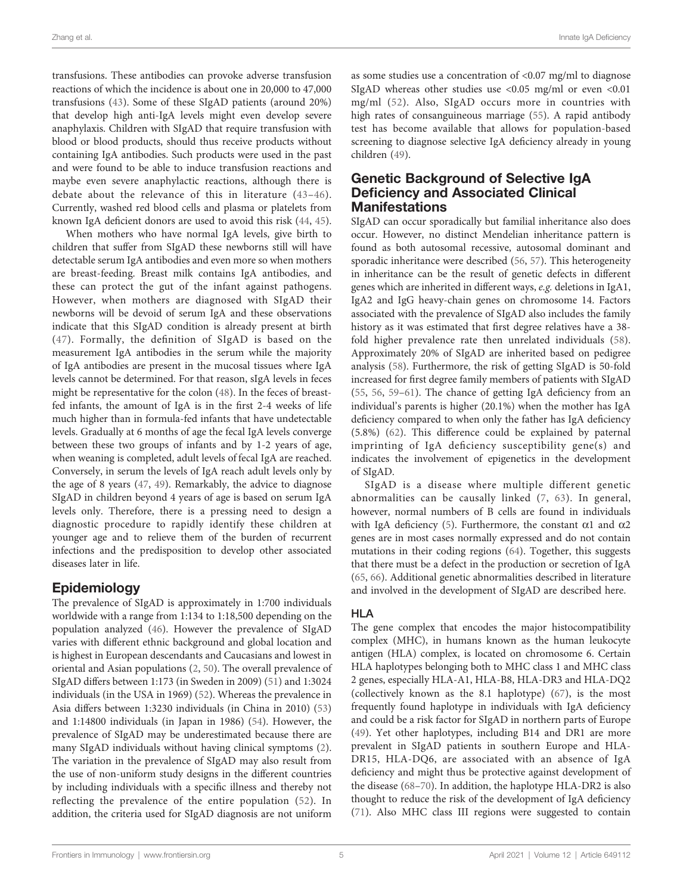transfusions. These antibodies can provoke adverse transfusion reactions of which the incidence is about one in 20,000 to 47,000 transfusions (43). Some of these SIgAD patients (around 20%) that develop high anti-IgA levels might even develop severe anaphylaxis. Children with SIgAD that require transfusion with blood or blood products, should thus receive products without containing IgA antibodies. Such products were used in the past and were found to be able to induce transfusion reactions and maybe even severe anaphylactic reactions, although there is debate about the relevance of this in literature (43–46). Currently, washed red blood cells and plasma or platelets from known IgA deficient donors are used to avoid this risk (44, 45).

When mothers who have normal IgA levels, give birth to children that suffer from SIgAD these newborns still will have detectable serum IgA antibodies and even more so when mothers are breast-feeding. Breast milk contains IgA antibodies, and these can protect the gut of the infant against pathogens. However, when mothers are diagnosed with SIgAD their newborns will be devoid of serum IgA and these observations indicate that this SIgAD condition is already present at birth (47). Formally, the definition of SIgAD is based on the measurement IgA antibodies in the serum while the majority of IgA antibodies are present in the mucosal tissues where IgA levels cannot be determined. For that reason, sIgA levels in feces might be representative for the colon (48). In the feces of breast-fed infants, the amount of IgA is in the first 2-4 weeks of life much higher than in formula-fed infants that have undetectable levels. Gradually at 6 months of age the fecal IgA levels converge between these two groups of infants and by 1-2 years of age, when weaning is completed, adult levels of fecal IgA are reached. Conversely, in serum the levels of IgA reach adult levels only by the age of 8 years (47, 49). Remarkably, the advice to diagnose SIgAD in children beyond 4 years of age is based on serum IgA levels only. Therefore, there is a pressing need to design a diagnostic procedure to rapidly identify these children at younger age and to relieve them of the burden of recurrent infections and the predisposition to develop other associated diseases later in life.

## Epidemiology

The prevalence of SIgAD is approximately in 1:700 individuals worldwide with a range from 1:134 to 1:18,500 depending on the population analyzed (46). However the prevalence of SIgAD varies with different ethnic background and global location and is highest in European descendants and Caucasians and lowest in oriental and Asian populations (2, 50). The overall prevalence of SIgAD differs between 1:173 (in Sweden in 2009) (51) and 1:3024 individuals (in the USA in 1969) (52). Whereas the prevalence in Asia differs between 1:3230 individuals (in China in 2010) (53) and 1:14800 individuals (in Japan in 1986) (54). However, the prevalence of SIgAD may be underestimated because there are many SIgAD individuals without having clinical symptoms (2). The variation in the prevalence of SIgAD may also result from the use of non-uniform study designs in the different countries by including individuals with a specific illness and thereby not reflecting the prevalence of the entire population (52). In addition, the criteria used for SIgAD diagnosis are not uniform as some studies use a concentration of <0.07 mg/ml to diagnose SIgAD whereas other studies use <0.05 mg/ml or even <0.01 mg/ml (52). Also, SIgAD occurs more in countries with high rates of consanguineous marriage (55). A rapid antibody test has become available that allows for population-based screening to diagnose selective IgA deficiency already in young children (49).

## Genetic Background of Selective IgA Deficiency and Associated Clinical Manifestations

SIgAD can occur sporadically but familial inheritance also does occur. However, no distinct Mendelian inheritance pattern is found as both autosomal recessive, autosomal dominant and sporadic inheritance were described (56, 57). This heterogeneity in inheritance can be the result of genetic defects in different genes which are inherited in different ways, *e.g.* deletions in IgA1, IgA2 and IgG heavy-chain genes on chromosome 14. Factors associated with the prevalence of SIgAD also includes the family history as it was estimated that first degree relatives have a 38-fold higher prevalence rate then unrelated individuals (58). Approximately 20% of SIgAD are inherited based on pedigree analysis (58). Furthermore, the risk of getting SIgAD is 50-fold increased for first degree family members of patients with SIgAD (55, 56, 59–61). The chance of getting IgA deficiency from an individual's parents is higher (20.1%) when the mother has IgA deficiency compared to when only the father has IgA deficiency (5.8%) (62). This difference could be explained by paternal imprinting of IgA deficiency susceptibility gene(s) and indicates the involvement of epigenetics in the development of SIgAD.

SIgAD is a disease where multiple different genetic abnormalities can be causally linked (7, 63). In general, however, normal numbers of B cells are found in individuals with IgA deficiency (5). Furthermore, the constant $\alpha1$ and $\alpha2$ genes are in most cases normally expressed and do not contain mutations in their coding regions (64). Together, this suggests that there must be a defect in the production or secretion of IgA (65, 66). Additional genetic abnormalities described in literature and involved in the development of SIgAD are described here.

### HLA

The gene complex that encodes the major histocompatibility complex (MHC), in humans known as the human leukocyte antigen (HLA) complex, is located on chromosome 6. Certain HLA haplotypes belonging both to MHC class 1 and MHC class 2 genes, especially HLA-A1, HLA-B8, HLA-DR3 and HLA-DQ2 (collectively known as the 8.1 haplotype) (67), is the most frequently found haplotype in individuals with IgA deficiency and could be a risk factor for SIgAD in northern parts of Europe (49). Yet other haplotypes, including B14 and DR1 are more prevalent in SIgAD patients in southern Europe and HLA-DR15, HLA-DQ6, are associated with an absence of IgA deficiency and might thus be protective against development of the disease (68–70). In addition, the haplotype HLA-DR2 is also thought to reduce the risk of the development of IgA deficiency (71). Also MHC class III regions were suggested to contain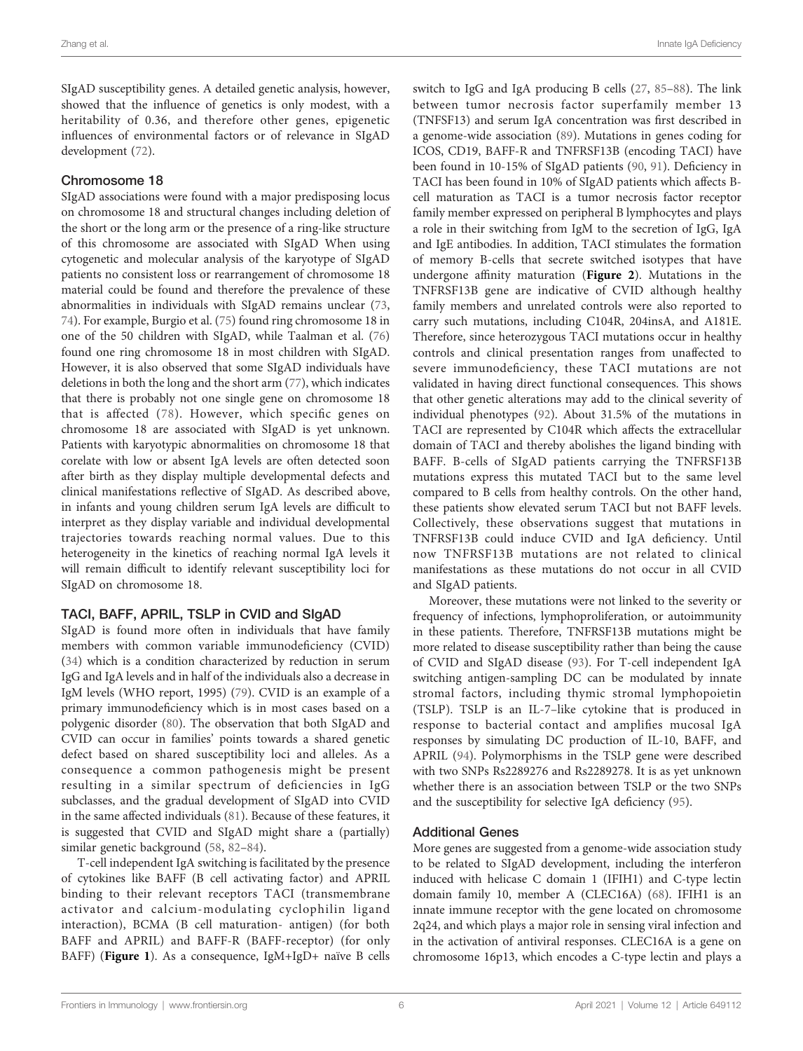SIgAD susceptibility genes. A detailed genetic analysis, however, showed that the influence of genetics is only modest, with a heritability of 0.36, and therefore other genes, epigenetic influences of environmental factors or of relevance in SIgAD development (72).

### Chromosome 18

SIgAD associations were found with a major predisposing locus on chromosome 18 and structural changes including deletion of the short or the long arm or the presence of a ring-like structure of this chromosome are associated with SIgAD When using cytogenetic and molecular analysis of the karyotype of SIgAD patients no consistent loss or rearrangement of chromosome 18 material could be found and therefore the prevalence of these abnormalities in individuals with SIgAD remains unclear (73, 74). For example, Burgio et al. (75) found ring chromosome 18 in one of the 50 children with SIgAD, while Taalman et al. (76) found one ring chromosome 18 in most children with SIgAD. However, it is also observed that some SIgAD individuals have deletions in both the long and the short arm (77), which indicates that there is probably not one single gene on chromosome 18 that is affected (78). However, which specific genes on chromosome 18 are associated with SIgAD is yet unknown. Patients with karyotypic abnormalities on chromosome 18 that corelate with low or absent IgA levels are often detected soon after birth as they display multiple developmental defects and clinical manifestations reflective of SIgAD. As described above, in infants and young children serum IgA levels are difficult to interpret as they display variable and individual developmental trajectories towards reaching normal values. Due to this heterogeneity in the kinetics of reaching normal IgA levels it will remain difficult to identify relevant susceptibility loci for SIgAD on chromosome 18.

### TACI, BAFF, APRIL, TSLP in CVID and SIgAD

SIgAD is found more often in individuals that have family members with common variable immunodeficiency (CVID) (34) which is a condition characterized by reduction in serum IgG and IgA levels and in half of the individuals also a decrease in IgM levels (WHO report, 1995) (79). CVID is an example of a primary immunodeficiency which is in most cases based on a polygenic disorder (80). The observation that both SIgAD and CVID can occur in families' points towards a shared genetic defect based on shared susceptibility loci and alleles. As a consequence a common pathogenesis might be present resulting in a similar spectrum of deficiencies in IgG subclasses, and the gradual development of SIgAD into CVID in the same affected individuals (81). Because of these features, it is suggested that CVID and SIgAD might share a (partially) similar genetic background (58, 82–84).

T-cell independent IgA switching is facilitated by the presence of cytokines like BAFF (B cell activating factor) and APRIL binding to their relevant receptors TACI (transmembrane activator and calcium-modulating cyclophilin ligand interaction), BCMA (B cell maturation- antigen) (for both BAFF and APRIL) and BAFF-R (BAFF-receptor) (for only BAFF) (**Figure 1**). As a consequence, IgM+IgD+ naïve B cells switch to IgG and IgA producing B cells (27, 85–88). The link between tumor necrosis factor superfamily member 13 (TNFSF13) and serum IgA concentration was first described in a genome-wide association (89). Mutations in genes coding for ICOS, CD19, BAFF-R and TNFRSF13B (encoding TACI) have been found in 10-15% of SIgAD patients (90, 91). Deficiency in TACI has been found in 10% of SIgAD patients which affects B-cell maturation as TACI is a tumor necrosis factor receptor family member expressed on peripheral B lymphocytes and plays a role in their switching from IgM to the secretion of IgG, IgA and IgE antibodies. In addition, TACI stimulates the formation of memory B-cells that secrete switched isotypes that have undergone affinity maturation (**Figure 2**). Mutations in the TNFRSF13B gene are indicative of CVID although healthy family members and unrelated controls were also reported to carry such mutations, including C104R, 204insA, and A181E. Therefore, since heterozygous TACI mutations occur in healthy controls and clinical presentation ranges from unaffected to severe immunodeficiency, these TACI mutations are not validated in having direct functional consequences. This shows that other genetic alterations may add to the clinical severity of individual phenotypes (92). About 31.5% of the mutations in TACI are represented by C104R which affects the extracellular domain of TACI and thereby abolishes the ligand binding with BAFF. B-cells of SIgAD patients carrying the TNFRSF13B mutations express this mutated TACI but to the same level compared to B cells from healthy controls. On the other hand, these patients show elevated serum TACI but not BAFF levels. Collectively, these observations suggest that mutations in TNFRSF13B could induce CVID and IgA deficiency. Until now TNFRSF13B mutations are not related to clinical manifestations as these mutations do not occur in all CVID and SIgAD patients.

Moreover, these mutations were not linked to the severity or frequency of infections, lymphoproliferation, or autoimmunity in these patients. Therefore, TNFRSF13B mutations might be more related to disease susceptibility rather than being the cause of CVID and SIgAD disease (93). For T-cell independent IgA switching antigen-sampling DC can be modulated by innate stromal factors, including thymic stromal lymphopoietin (TSLP). TSLP is an IL-7–like cytokine that is produced in response to bacterial contact and amplifies mucosal IgA responses by simulating DC production of IL-10, BAFF, and APRIL (94). Polymorphisms in the TSLP gene were described with two SNPs Rs2289276 and Rs2289278. It is as yet unknown whether there is an association between TSLP or the two SNPs and the susceptibility for selective IgA deficiency (95).

### Additional Genes

More genes are suggested from a genome-wide association study to be related to SIgAD development, including the interferon induced with helicase C domain 1 (IFIH1) and C-type lectin domain family 10, member A (CLEC16A) (68). IFIH1 is an innate immune receptor with the gene located on chromosome 2q24, and which plays a major role in sensing viral infection and in the activation of antiviral responses. CLEC16A is a gene on chromosome 16p13, which encodes a C-type lectin and plays a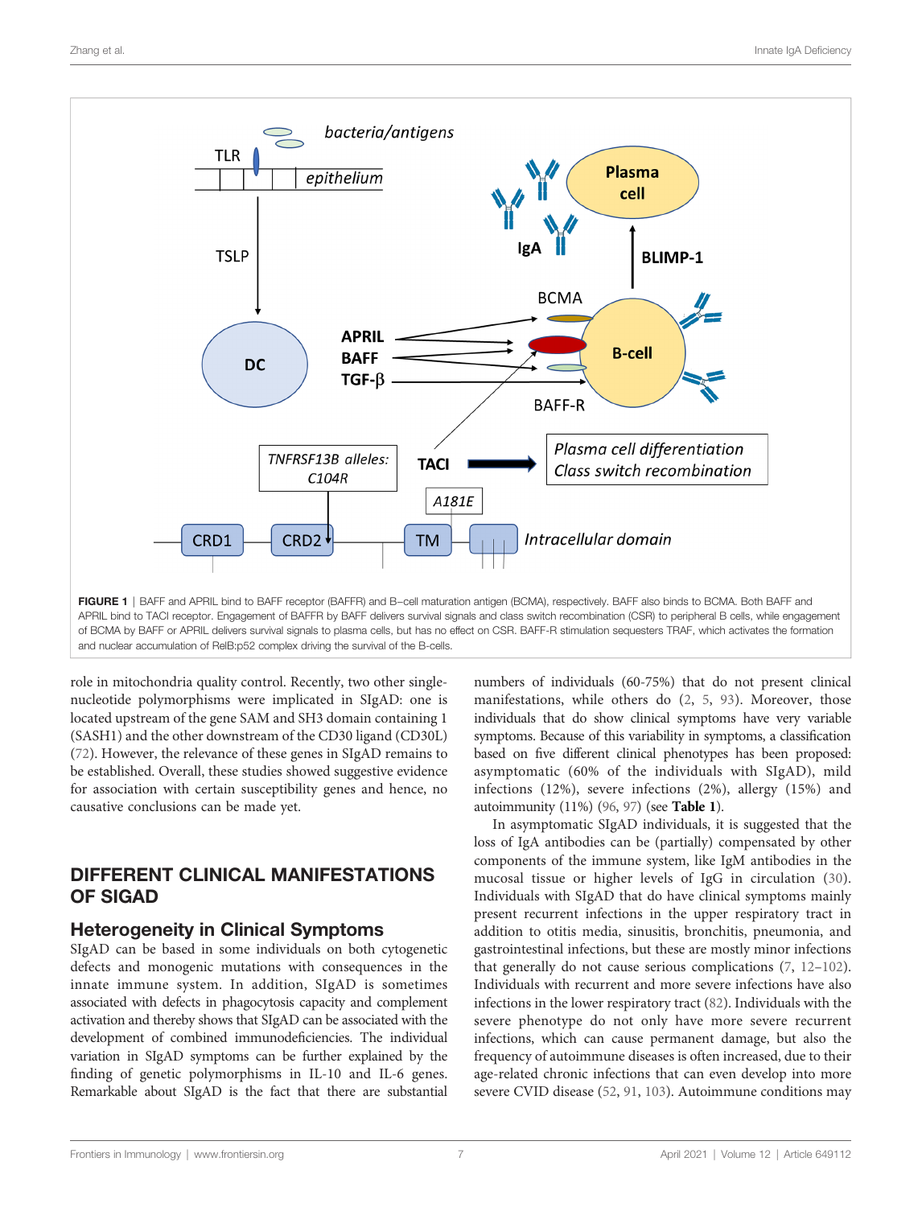FIGURE 1 | BAFF and APRIL bind to BAFF receptor (BAFFR) and B–cell maturation antigen (BCMA), respectively. BAFF also binds to BCMA. Both BAFF and APRIL bind to TACI receptor. Engagement of BAFFR by BAFF delivers survival signals and class switch recombination (CSR) to peripheral B cells, while engagement of BCMA by BAFF or APRIL delivers survival signals to plasma cells, but has no effect on CSR. BAFF-R stimulation sequesters TRAF, which activates the formation and nuclear accumulation of RelB:p52 complex driving the survival of the B-cells.

role in mitochondria quality control. Recently, two other single-nucleotide polymorphisms were implicated in SIgAD: one is located upstream of the gene SAM and SH3 domain containing 1 (SASH1) and the other downstream of the CD30 ligand (CD30L) (72). However, the relevance of these genes in SIgAD remains to be established. Overall, these studies showed suggestive evidence for association with certain susceptibility genes and hence, no causative conclusions can be made yet.

## DIFFERENT CLINICAL MANIFESTATIONS OF SIGAD

### Heterogeneity in Clinical Symptoms

SIgAD can be based in some individuals on both cytogenetic defects and monogenic mutations with consequences in the innate immune system. In addition, SIgAD is sometimes associated with defects in phagocytosis capacity and complement activation and thereby shows that SIgAD can be associated with the development of combined immunodeficiencies. The individual variation in SIgAD symptoms can be further explained by the finding of genetic polymorphisms in IL-10 and IL-6 genes. Remarkable about SIgAD is the fact that there are substantial numbers of individuals (60-75%) that do not present clinical manifestations, while others do (2, 5, 93). Moreover, those individuals that do show clinical symptoms have very variable symptoms. Because of this variability in symptoms, a classification based on five different clinical phenotypes has been proposed: asymptomatic (60% of the individuals with SIgAD), mild infections (12%), severe infections (2%), allergy (15%) and autoimmunity (11%) (96, 97) (see **Table 1**).

In asymptomatic SIgAD individuals, it is suggested that the loss of IgA antibodies can be (partially) compensated by other components of the immune system, like IgM antibodies in the mucosal tissue or higher levels of IgG in circulation (30). Individuals with SIgAD that do have clinical symptoms mainly present recurrent infections in the upper respiratory tract in addition to otitis media, sinusitis, bronchitis, pneumonia, and gastrointestinal infections, but these are mostly minor infections that generally do not cause serious complications (7, 12–102). Individuals with recurrent and more severe infections have also infections in the lower respiratory tract (82). Individuals with the severe phenotype do not only have more severe recurrent infections, which can cause permanent damage, but also the frequency of autoimmune diseases is often increased, due to their age-related chronic infections that can even develop into more severe CVID disease (52, 91, 103). Autoimmune conditions may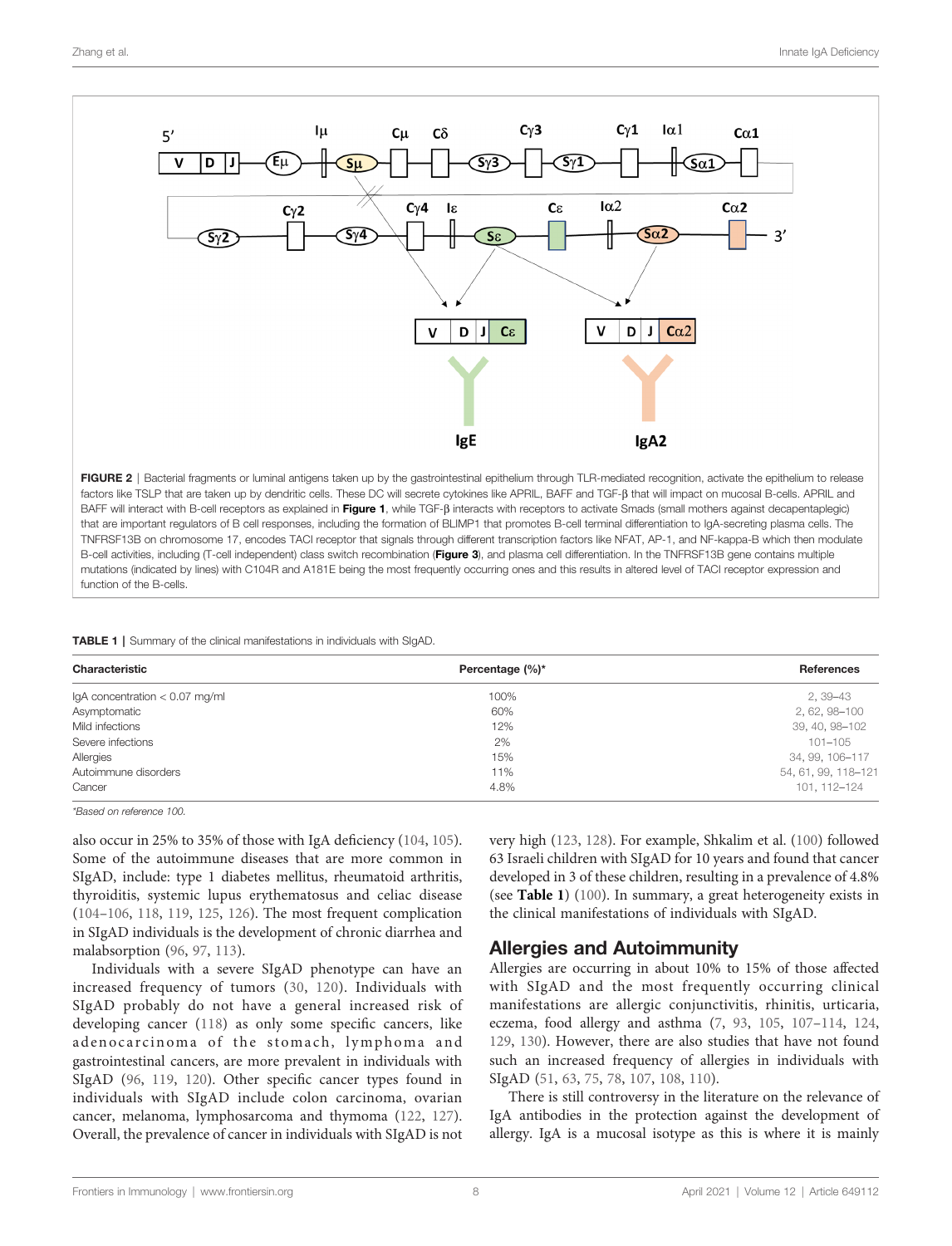**FIGURE 2** | Bacterial fragments or luminal antigens taken up by the gastrointestinal epithelium through TLR-mediated recognition, activate the epithelium to release factors like TSLP that are taken up by dendritic cells. These DC will secrete cytokines like APRIL, BAFF and TGF-β that will impact on mucosal B-cells. APRIL and BAFF will interact with B-cell receptors as explained in **Figure 1**, while TGF-β interacts with receptors to activate Smads (small mothers against decapentaplegic) that are important regulators of B cell responses, including the formation of BLIMP1 that promotes B-cell terminal differentiation to IgA-secreting plasma cells. The TNFRSF13B on chromosome 17, encodes TACI receptor that signals through different transcription factors like NFAT, AP-1, and NF-kappa-B which then modulate B-cell activities, including (T-cell independent) class switch recombination (**Figure 3**), and plasma cell differentiation. In the TNFRSF13B gene contains multiple mutations (indicated by lines) with C104R and A181E being the most frequently occurring ones and this results in altered level of TACI receptor expression and function of the B-cells.

**TABLE 1** | Summary of the clinical manifestations in individuals with SIgAD.

| Characteristic | Percentage (%)* | References |
|---|---|---|
| IgA concentration < 0.07 mg/ml | 100% | 2, 39–43 |
| Asymptomatic | 60% | 2, 62, 98–100 |
| Mild infections | 12% | 39, 40, 98–102 |
| Severe infections | 2% | 101–105 |
| Allergies | 15% | 34, 99, 106–117 |
| Autoimmune disorders | 11% | 54, 61, 99, 118–121 |
| Cancer | 4.8% | 101, 112–124 |

*Based on reference 100.

also occur in 25% to 35% of those with IgA deficiency (104, 105). Some of the autoimmune diseases that are more common in SIgAD, include: type 1 diabetes mellitus, rheumatoid arthritis, thyroiditis, systemic lupus erythematosus and celiac disease (104–106, 118, 119, 125, 126). The most frequent complication in SIgAD individuals is the development of chronic diarrhea and malabsorption (96, 97, 113).

Individuals with a severe SIgAD phenotype can have an increased frequency of tumors (30, 120). Individuals with SIgAD probably do not have a general increased risk of developing cancer (118) as only some specific cancers, like adenocarcinoma of the stomach, lymphoma and gastrointestinal cancers, are more prevalent in individuals with SIgAD (96, 119, 120). Other specific cancer types found in individuals with SIgAD include colon carcinoma, ovarian cancer, melanoma, lymphosarcoma and thymoma (122, 127). Overall, the prevalence of cancer in individuals with SIgAD is not very high (123, 128). For example, Shkalim et al. (100) followed 63 Israeli children with SIgAD for 10 years and found that cancer developed in 3 of these children, resulting in a prevalence of 4.8% (see **Table 1**) (100). In summary, a great heterogeneity exists in the clinical manifestations of individuals with SIgAD.

## Allergies and Autoimmunity

Allergies are occurring in about 10% to 15% of those affected with SIgAD and the most frequently occurring clinical manifestations are allergic conjunctivitis, rhinitis, urticaria, eczema, food allergy and asthma (7, 93, 105, 107–114, 124, 129, 130). However, there are also studies that have not found such an increased frequency of allergies in individuals with SIgAD (51, 63, 75, 78, 107, 108, 110).

There is still controversy in the literature on the relevance of IgA antibodies in the protection against the development of allergy. IgA is a mucosal isotype as this is where it is mainly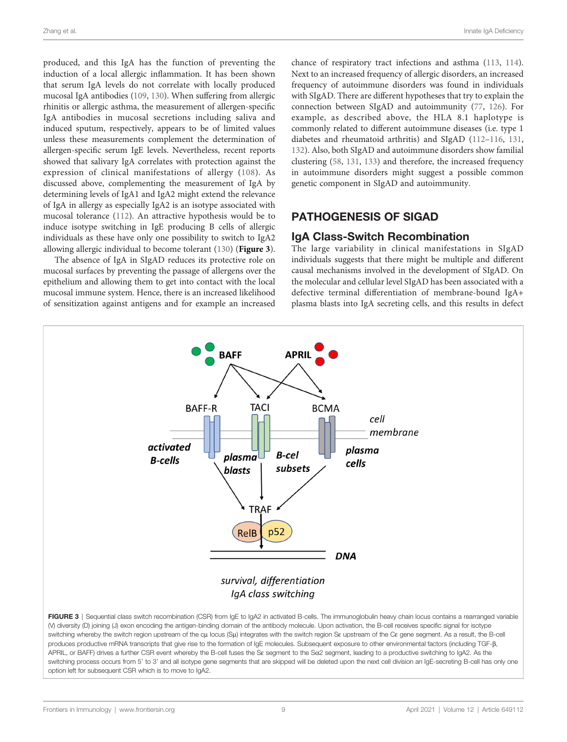produced, and this IgA has the function of preventing the induction of a local allergic inflammation. It has been shown that serum IgA levels do not correlate with locally produced mucosal IgA antibodies (109, 130). When suffering from allergic rhinitis or allergic asthma, the measurement of allergen-specific IgA antibodies in mucosal secretions including saliva and induced sputum, respectively, appears to be of limited values unless these measurements complement the determination of allergen-specific serum IgE levels. Nevertheless, recent reports showed that salivary IgA correlates with protection against the expression of clinical manifestations of allergy (108). As discussed above, complementing the measurement of IgA by determining levels of IgA1 and IgA2 might extend the relevance of IgA in allergy as especially IgA2 is an isotype associated with mucosal tolerance (112). An attractive hypothesis would be to induce isotype switching in IgE producing B cells of allergic individuals as these have only one possibility to switch to IgA2 allowing allergic individual to become tolerant (130) (**Figure 3**).

The absence of IgA in SIgAD reduces its protective role on mucosal surfaces by preventing the passage of allergens over the epithelium and allowing them to get into contact with the local mucosal immune system. Hence, there is an increased likelihood of sensitization against antigens and for example an increased chance of respiratory tract infections and asthma (113, 114). Next to an increased frequency of allergic disorders, an increased frequency of autoimmune disorders was found in individuals with SIgAD. There are different hypotheses that try to explain the connection between SIgAD and autoimmunity (77, 126). For example, as described above, the HLA 8.1 haplotype is commonly related to different autoimmune diseases (i.e. type 1 diabetes and rheumatoid arthritis) and SIgAD (112–116, 131, 132). Also, both SIgAD and autoimmune disorders show familial clustering (58, 131, 133) and therefore, the increased frequency in autoimmune disorders might suggest a possible common genetic component in SIgAD and autoimmunity.

## PATHOGENESIS OF SIGAD

### IgA Class-Switch Recombination

The large variability in clinical manifestations in SIgAD individuals suggests that there might be multiple and different causal mechanisms involved in the development of SIgAD. On the molecular and cellular level SIgAD has been associated with a defective terminal differentiation of membrane-bound IgA+ plasma blasts into IgA secreting cells, and this results in defect

**FIGURE 3** | Sequential class switch recombination (CSR) from IgE to IgA2 in activated B-cells. The immunoglobulin heavy chain locus contains a rearranged variable (V) diversity (D) joining (J) exon encoding the antigen-binding domain of the antibody molecule. Upon activation, the B-cell receives specific signal for isotype switching whereby the switch region upstream of the cμ locus (Sμ) integrates with the switch region Sε upstream of the Cε gene segment. As a result, the B-cell produces productive mRNA transcripts that give rise to the formation of IgE molecules. Subsequent exposure to other environmental factors (including TGF-β, APRIL, or BAFF) drives a further CSR event whereby the B-cell fuses the Sε segment to the Sα2 segment, leading to a productive switching to IgA2. As the switching process occurs from 5' to 3' and all isotype gene segments that are skipped will be deleted upon the next cell division an IgE-secreting B-cell has only one option left for subsequent CSR which is to move to IgA2.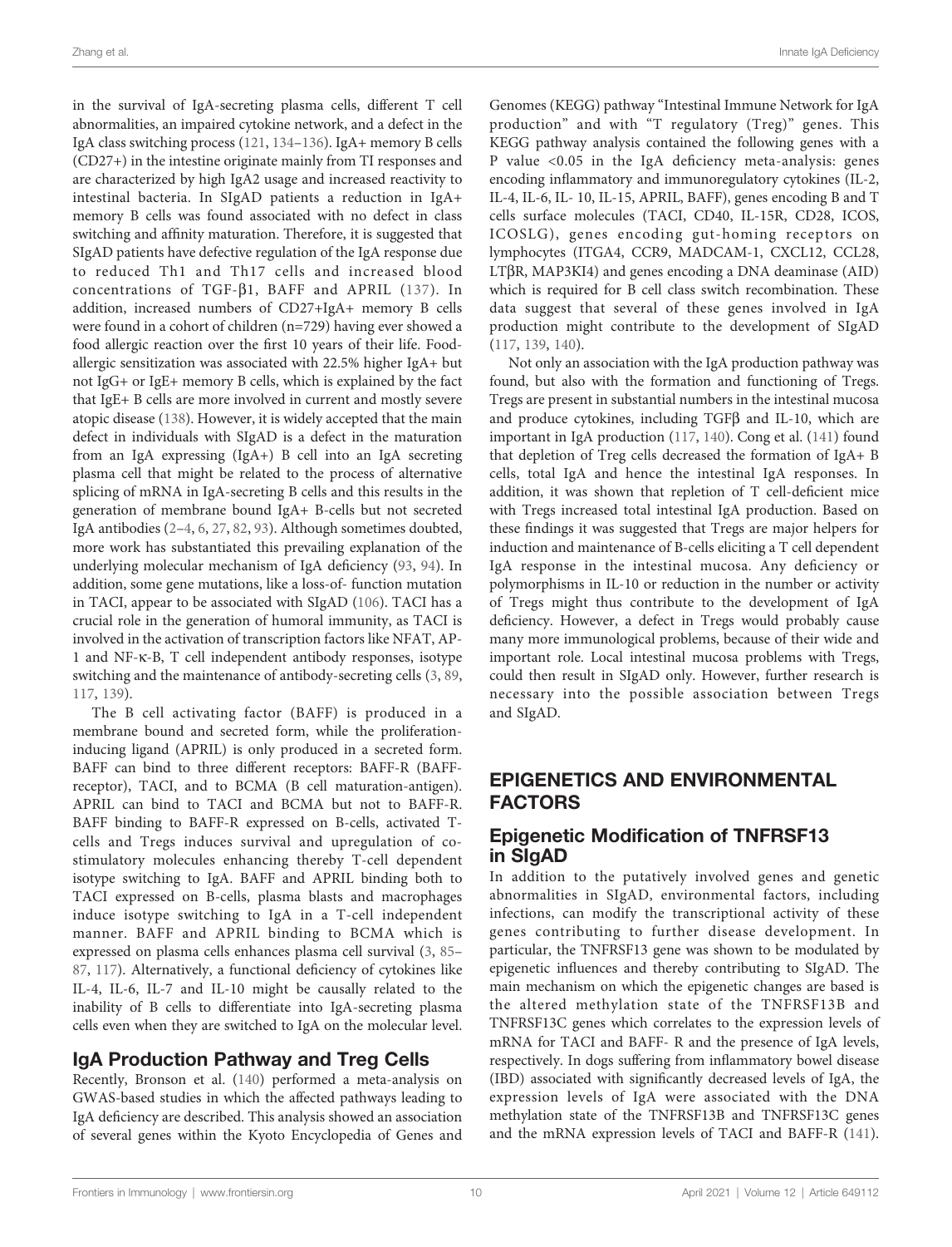in the survival of IgA-secreting plasma cells, different T cell abnormalities, an impaired cytokine network, and a defect in the IgA class switching process (121, 134–136). IgA+ memory B cells (CD27+) in the intestine originate mainly from TI responses and are characterized by high IgA2 usage and increased reactivity to intestinal bacteria. In SIgAD patients a reduction in IgA+ memory B cells was found associated with no defect in class switching and affinity maturation. Therefore, it is suggested that SIgAD patients have defective regulation of the IgA response due to reduced Th1 and Th17 cells and increased blood concentrations of TGF-β1, BAFF and APRIL (137). In addition, increased numbers of CD27+IgA+ memory B cells were found in a cohort of children (n=729) having ever showed a food allergic reaction over the first 10 years of their life. Food-allergic sensitization was associated with 22.5% higher IgA+ but not IgG+ or IgE+ memory B cells, which is explained by the fact that IgE+ B cells are more involved in current and mostly severe atopic disease (138). However, it is widely accepted that the main defect in individuals with SIgAD is a defect in the maturation from an IgA expressing (IgA+) B cell into an IgA secreting plasma cell that might be related to the process of alternative splicing of mRNA in IgA-secreting B cells and this results in the generation of membrane bound IgA+ B-cells but not secreted IgA antibodies (2–4, 6, 27, 82, 93). Although sometimes doubted, more work has substantiated this prevailing explanation of the underlying molecular mechanism of IgA deficiency (93, 94). In addition, some gene mutations, like a loss-of- function mutation in TACI, appear to be associated with SIgAD (106). TACI has a crucial role in the generation of humoral immunity, as TACI is involved in the activation of transcription factors like NFAT, AP-1 and NF-κ-B, T cell independent antibody responses, isotype switching and the maintenance of antibody-secreting cells (3, 89, 117, 139).

The B cell activating factor (BAFF) is produced in a membrane bound and secreted form, while the proliferation-inducing ligand (APRIL) is only produced in a secreted form. BAFF can bind to three different receptors: BAFF-R (BAFF-receptor), TACI, and to BCMA (B cell maturation-antigen). APRIL can bind to TACI and BCMA but not to BAFF-R. BAFF binding to BAFF-R expressed on B-cells, activated T-cells and Tregs induces survival and upregulation of co-stimulatory molecules enhancing thereby T-cell dependent isotype switching to IgA. BAFF and APRIL binding both to TACI expressed on B-cells, plasma blasts and macrophages induce isotype switching to IgA in a T-cell independent manner. BAFF and APRIL binding to BCMA which is expressed on plasma cells enhances plasma cell survival (3, 85–87, 117). Alternatively, a functional deficiency of cytokines like IL-4, IL-6, IL-7 and IL-10 might be causally related to the inability of B cells to differentiate into IgA-secreting plasma cells even when they are switched to IgA on the molecular level.

## IgA Production Pathway and Treg Cells

Recently, Bronson et al. (140) performed a meta-analysis on GWAS-based studies in which the affected pathways leading to IgA deficiency are described. This analysis showed an association of several genes within the Kyoto Encyclopedia of Genes and Genomes (KEGG) pathway "Intestinal Immune Network for IgA production" and with "T regulatory (Treg)" genes. This KEGG pathway analysis contained the following genes with a P value <0.05 in the IgA deficiency meta-analysis: genes encoding inflammatory and immunoregulatory cytokines (IL-2, IL-4, IL-6, IL- 10, IL-15, APRIL, BAFF), genes encoding B and T cells surface molecules (TACI, CD40, IL-15R, CD28, ICOS, ICOSLG), genes encoding gut-homing receptors on lymphocytes (ITGA4, CCR9, MADCAM-1, CXCL12, CCL28, LTβR, MAP3KI4) and genes encoding a DNA deaminase (AID) which is required for B cell class switch recombination. These data suggest that several of these genes involved in IgA production might contribute to the development of SIgAD (117, 139, 140).

Not only an association with the IgA production pathway was found, but also with the formation and functioning of Tregs. Tregs are present in substantial numbers in the intestinal mucosa and produce cytokines, including TGFβ and IL-10, which are important in IgA production (117, 140). Cong et al. (141) found that depletion of Treg cells decreased the formation of IgA+ B cells, total IgA and hence the intestinal IgA responses. In addition, it was shown that repletion of T cell-deficient mice with Tregs increased total intestinal IgA production. Based on these findings it was suggested that Tregs are major helpers for induction and maintenance of B-cells eliciting a T cell dependent IgA response in the intestinal mucosa. Any deficiency or polymorphisms in IL-10 or reduction in the number or activity of Tregs might thus contribute to the development of IgA deficiency. However, a defect in Tregs would probably cause many more immunological problems, because of their wide and important role. Local intestinal mucosa problems with Tregs, could then result in SIgAD only. However, further research is necessary into the possible association between Tregs and SIgAD.

# EPIGENETICS AND ENVIRONMENTAL FACTORS

## Epigenetic Modification of TNFRSF13 in SIgAD

In addition to the putatively involved genes and genetic abnormalities in SIgAD, environmental factors, including infections, can modify the transcriptional activity of these genes contributing to further disease development. In particular, the TNFRSF13 gene was shown to be modulated by epigenetic influences and thereby contributing to SIgAD. The main mechanism on which the epigenetic changes are based is the altered methylation state of the TNFRSF13B and TNFRSF13C genes which correlates to the expression levels of mRNA for TACI and BAFF- R and the presence of IgA levels, respectively. In dogs suffering from inflammatory bowel disease (IBD) associated with significantly decreased levels of IgA, the expression levels of IgA were associated with the DNA methylation state of the TNFRSF13B and TNFRSF13C genes and the mRNA expression levels of TACI and BAFF-R (141).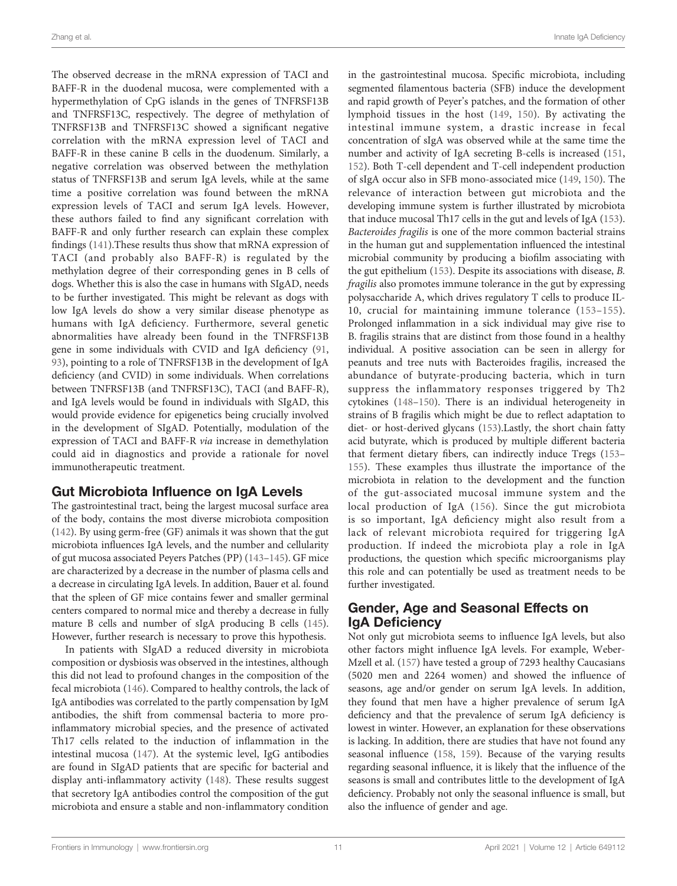The observed decrease in the mRNA expression of TACI and BAFF-R in the duodenal mucosa, were complemented with a hypermethylation of CpG islands in the genes of TNFRSF13B and TNFRSF13C, respectively. The degree of methylation of TNFRSF13B and TNFRSF13C showed a significant negative correlation with the mRNA expression level of TACI and BAFF-R in these canine B cells in the duodenum. Similarly, a negative correlation was observed between the methylation status of TNFRSF13B and serum IgA levels, while at the same time a positive correlation was found between the mRNA expression levels of TACI and serum IgA levels. However, these authors failed to find any significant correlation with BAFF-R and only further research can explain these complex findings (141).These results thus show that mRNA expression of TACI (and probably also BAFF-R) is regulated by the methylation degree of their corresponding genes in B cells of dogs. Whether this is also the case in humans with SIgAD, needs to be further investigated. This might be relevant as dogs with low IgA levels do show a very similar disease phenotype as humans with IgA deficiency. Furthermore, several genetic abnormalities have already been found in the TNFRSF13B gene in some individuals with CVID and IgA deficiency (91, 93), pointing to a role of TNFRSF13B in the development of IgA deficiency (and CVID) in some individuals. When correlations between TNFRSF13B (and TNFRSF13C), TACI (and BAFF-R), and IgA levels would be found in individuals with SIgAD, this would provide evidence for epigenetics being crucially involved in the development of SIgAD. Potentially, modulation of the expression of TACI and BAFF-R *via* increase in demethylation could aid in diagnostics and provide a rationale for novel immunotherapeutic treatment.

## Gut Microbiota Influence on IgA Levels

The gastrointestinal tract, being the largest mucosal surface area of the body, contains the most diverse microbiota composition (142). By using germ-free (GF) animals it was shown that the gut microbiota influences IgA levels, and the number and cellularity of gut mucosa associated Peyers Patches (PP) (143–145). GF mice are characterized by a decrease in the number of plasma cells and a decrease in circulating IgA levels. In addition, Bauer et al. found that the spleen of GF mice contains fewer and smaller germinal centers compared to normal mice and thereby a decrease in fully mature B cells and number of sIgA producing B cells (145). However, further research is necessary to prove this hypothesis.

In patients with SIgAD a reduced diversity in microbiota composition or dysbiosis was observed in the intestines, although this did not lead to profound changes in the composition of the fecal microbiota (146). Compared to healthy controls, the lack of IgA antibodies was correlated to the partly compensation by IgM antibodies, the shift from commensal bacteria to more pro-inflammatory microbial species, and the presence of activated Th17 cells related to the induction of inflammation in the intestinal mucosa (147). At the systemic level, IgG antibodies are found in SIgAD patients that are specific for bacterial and display anti-inflammatory activity (148). These results suggest that secretory IgA antibodies control the composition of the gut microbiota and ensure a stable and non-inflammatory condition in the gastrointestinal mucosa. Specific microbiota, including segmented filamentous bacteria (SFB) induce the development and rapid growth of Peyer's patches, and the formation of other lymphoid tissues in the host (149, 150). By activating the intestinal immune system, a drastic increase in fecal concentration of sIgA was observed while at the same time the number and activity of IgA secreting B-cells is increased (151, 152). Both T-cell dependent and T-cell independent production of sIgA occur also in SFB mono-associated mice (149, 150). The relevance of interaction between gut microbiota and the developing immune system is further illustrated by microbiota that induce mucosal Th17 cells in the gut and levels of IgA (153). *Bacteroides fragilis* is one of the more common bacterial strains in the human gut and supplementation influenced the intestinal microbial community by producing a biofilm associating with the gut epithelium (153). Despite its associations with disease, *B. fragilis* also promotes immune tolerance in the gut by expressing polysaccharide A, which drives regulatory T cells to produce IL-10, crucial for maintaining immune tolerance (153–155). Prolonged inflammation in a sick individual may give rise to B. fragilis strains that are distinct from those found in a healthy individual. A positive association can be seen in allergy for peanuts and tree nuts with Bacteroides fragilis, increased the abundance of butyrate-producing bacteria, which in turn suppress the inflammatory responses triggered by Th2 cytokines (148–150). There is an individual heterogeneity in strains of B fragilis which might be due to reflect adaptation to diet- or host-derived glycans (153).Lastly, the short chain fatty acid butyrate, which is produced by multiple different bacteria that ferment dietary fibers, can indirectly induce Tregs (153–155). These examples thus illustrate the importance of the microbiota in relation to the development and the function of the gut-associated mucosal immune system and the local production of IgA (156). Since the gut microbiota is so important, IgA deficiency might also result from a lack of relevant microbiota required for triggering IgA production. If indeed the microbiota play a role in IgA productions, the question which specific microorganisms play this role and can potentially be used as treatment needs to be further investigated.

## Gender, Age and Seasonal Effects on IgA Deficiency

Not only gut microbiota seems to influence IgA levels, but also other factors might influence IgA levels. For example, Weber-Mzell et al. (157) have tested a group of 7293 healthy Caucasians (5020 men and 2264 women) and showed the influence of seasons, age and/or gender on serum IgA levels. In addition, they found that men have a higher prevalence of serum IgA deficiency and that the prevalence of serum IgA deficiency is lowest in winter. However, an explanation for these observations is lacking. In addition, there are studies that have not found any seasonal influence (158, 159). Because of the varying results regarding seasonal influence, it is likely that the influence of the seasons is small and contributes little to the development of IgA deficiency. Probably not only the seasonal influence is small, but also the influence of gender and age.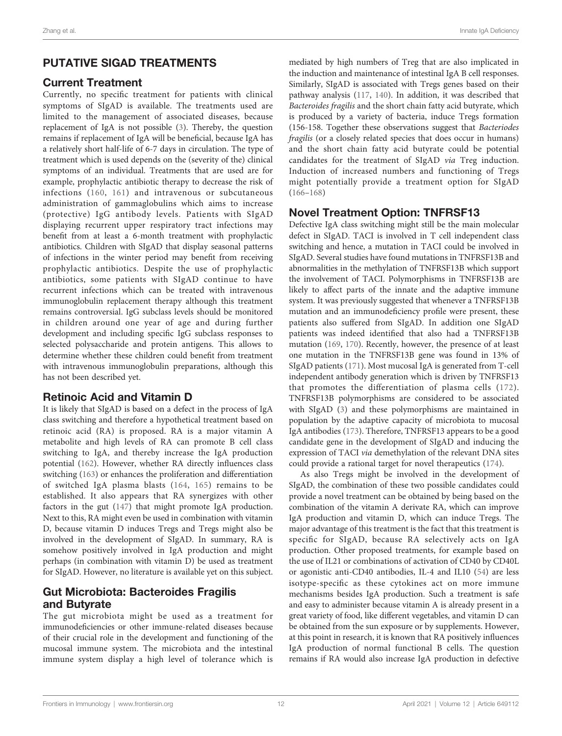## PUTATIVE SIGAD TREATMENTS

### Current Treatment

Currently, no specific treatment for patients with clinical symptoms of SIgAD is available. The treatments used are limited to the management of associated diseases, because replacement of IgA is not possible (3). Thereby, the question remains if replacement of IgA will be beneficial, because IgA has a relatively short half-life of 6-7 days in circulation. The type of treatment which is used depends on the (severity of the) clinical symptoms of an individual. Treatments that are used are for example, prophylactic antibiotic therapy to decrease the risk of infections (160, 161) and intravenous or subcutaneous administration of gammaglobulins which aims to increase (protective) IgG antibody levels. Patients with SIgAD displaying recurrent upper respiratory tract infections may benefit from at least a 6-month treatment with prophylactic antibiotics. Children with SIgAD that display seasonal patterns of infections in the winter period may benefit from receiving prophylactic antibiotics. Despite the use of prophylactic antibiotics, some patients with SIgAD continue to have recurrent infections which can be treated with intravenous immunoglobulin replacement therapy although this treatment remains controversial. IgG subclass levels should be monitored in children around one year of age and during further development and including specific IgG subclass responses to selected polysaccharide and protein antigens. This allows to determine whether these children could benefit from treatment with intravenous immunoglobulin preparations, although this has not been described yet.

### Retinoic Acid and Vitamin D

It is likely that SIgAD is based on a defect in the process of IgA class switching and therefore a hypothetical treatment based on retinoic acid (RA) is proposed. RA is a major vitamin A metabolite and high levels of RA can promote B cell class switching to IgA, and thereby increase the IgA production potential (162). However, whether RA directly influences class switching (163) or enhances the proliferation and differentiation of switched IgA plasma blasts (164, 165) remains to be established. It also appears that RA synergizes with other factors in the gut (147) that might promote IgA production. Next to this, RA might even be used in combination with vitamin D, because vitamin D induces Tregs and Tregs might also be involved in the development of SIgAD. In summary, RA is somehow positively involved in IgA production and might perhaps (in combination with vitamin D) be used as treatment for SIgAD. However, no literature is available yet on this subject.

### Gut Microbiota: Bacteroides Fragilis and Butyrate

The gut microbiota might be used as a treatment for immunodeficiencies or other immune-related diseases because of their crucial role in the development and functioning of the mucosal immune system. The microbiota and the intestinal immune system display a high level of tolerance which is mediated by high numbers of Treg that are also implicated in the induction and maintenance of intestinal IgA B cell responses. Similarly, SIgAD is associated with Tregs genes based on their pathway analysis (117, 140). In addition, it was described that *Bacteroides fragilis* and the short chain fatty acid butyrate, which is produced by a variety of bacteria, induce Tregs formation (156-158. Together these observations suggest that *Bacteriodes fragilis* (or a closely related species that does occur in humans) and the short chain fatty acid butyrate could be potential candidates for the treatment of SIgAD *via* Treg induction. Induction of increased numbers and functioning of Tregs might potentially provide a treatment option for SIgAD (166–168)

### Novel Treatment Option: TNFRSF13

Defective IgA class switching might still be the main molecular defect in SIgAD. TACI is involved in T cell independent class switching and hence, a mutation in TACI could be involved in SIgAD. Several studies have found mutations in TNFRSF13B and abnormalities in the methylation of TNFRSF13B which support the involvement of TACI. Polymorphisms in TNFRSF13B are likely to affect parts of the innate and the adaptive immune system. It was previously suggested that whenever a TNFRSF13B mutation and an immunodeficiency profile were present, these patients also suffered from SIgAD. In addition one SIgAD patients was indeed identified that also had a TNFRSF13B mutation (169, 170). Recently, however, the presence of at least one mutation in the TNFRSF13B gene was found in 13% of SIgAD patients (171). Most mucosal IgA is generated from T-cell independent antibody generation which is driven by TNFRSF13 that promotes the differentiation of plasma cells (172). TNFRSF13B polymorphisms are considered to be associated with SIgAD (3) and these polymorphisms are maintained in population by the adaptive capacity of microbiota to mucosal IgA antibodies (173). Therefore, TNFRSF13 appears to be a good candidate gene in the development of SIgAD and inducing the expression of TACI *via* demethylation of the relevant DNA sites could provide a rational target for novel therapeutics (174).

As also Tregs might be involved in the development of SIgAD, the combination of these two possible candidates could provide a novel treatment can be obtained by being based on the combination of the vitamin A derivate RA, which can improve IgA production and vitamin D, which can induce Tregs. The major advantage of this treatment is the fact that this treatment is specific for SIgAD, because RA selectively acts on IgA production. Other proposed treatments, for example based on the use of IL21 or combinations of activation of CD40 by CD40L or agonistic anti-CD40 antibodies, IL-4 and IL10 (54) are less isotype-specific as these cytokines act on more immune mechanisms besides IgA production. Such a treatment is safe and easy to administer because vitamin A is already present in a great variety of food, like different vegetables, and vitamin D can be obtained from the sun exposure or by supplements. However, at this point in research, it is known that RA positively influences IgA production of normal functional B cells. The question remains if RA would also increase IgA production in defective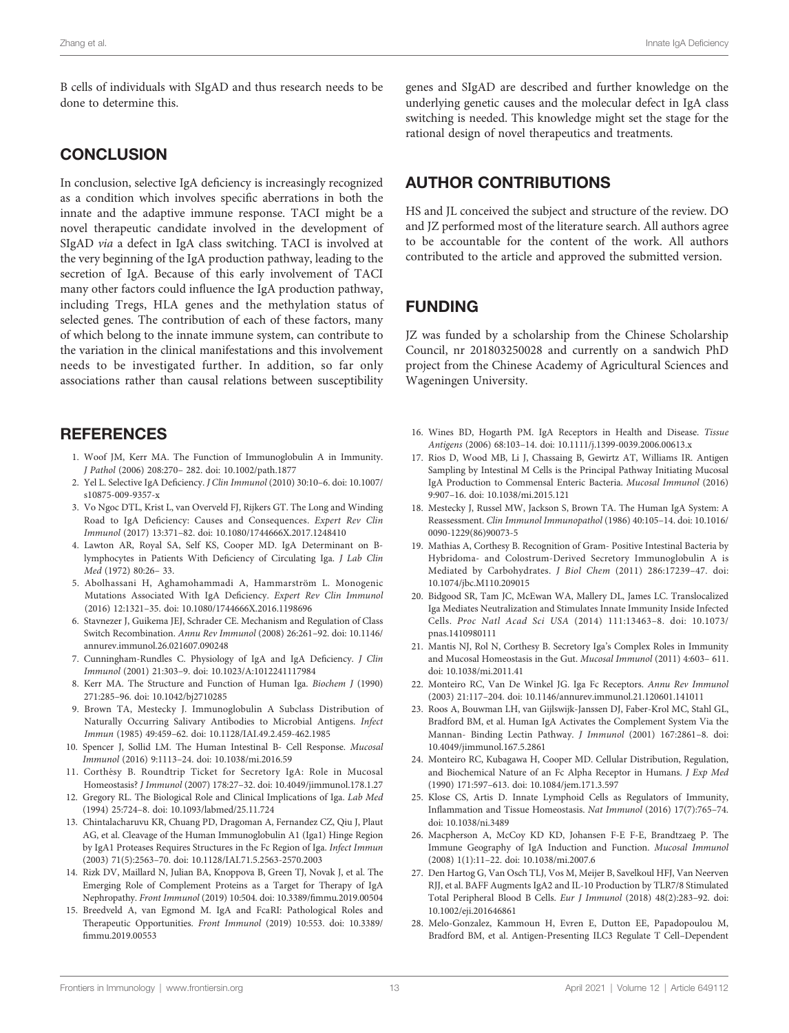B cells of individuals with SIgAD and thus research needs to be done to determine this.

## CONCLUSION

In conclusion, selective IgA deficiency is increasingly recognized as a condition which involves specific aberrations in both the innate and the adaptive immune response. TACI might be a novel therapeutic candidate involved in the development of SIgAD *via* a defect in IgA class switching. TACI is involved at the very beginning of the IgA production pathway, leading to the secretion of IgA. Because of this early involvement of TACI many other factors could influence the IgA production pathway, including Tregs, HLA genes and the methylation status of selected genes. The contribution of each of these factors, many of which belong to the innate immune system, can contribute to the variation in the clinical manifestations and this involvement needs to be investigated further. In addition, so far only associations rather than causal relations between susceptibility genes and SIgAD are described and further knowledge on the underlying genetic causes and the molecular defect in IgA class switching is needed. This knowledge might set the stage for the rational design of novel therapeutics and treatments.

## AUTHOR CONTRIBUTIONS

HS and JL conceived the subject and structure of the review. DO and JZ performed most of the literature search. All authors agree to be accountable for the content of the work. All authors contributed to the article and approved the submitted version.

## FUNDING

JZ was funded by a scholarship from the Chinese Scholarship Council, nr 201803250028 and currently on a sandwich PhD project from the Chinese Academy of Agricultural Sciences and Wageningen University.

## REFERENCES

1. Woof JM, Kerr MA. The Function of Immunoglobulin A in Immunity. *J Pathol* (2006) 208:270– 282. doi: 10.1002/path.1877
2. Yel L. Selective IgA Deficiency. *J Clin Immunol* (2010) 30:10–6. doi: 10.1007/s10875-009-9357-x
3. Vo Ngoc DTL, Krist L, van Overveld FJ, Rijkers GT. The Long and Winding Road to IgA Deficiency: Causes and Consequences. *Expert Rev Clin Immunol* (2017) 13:371–82. doi: 10.1080/1744666X.2017.1248410
4. Lawton AR, Royal SA, Self KS, Cooper MD. IgA Determinant on B-lymphocytes in Patients With Deficiency of Circulating Iga. *J Lab Clin Med* (1972) 80:26– 33.
5. Abolhassani H, Aghamohammadi A, Hammarström L. Monogenic Mutations Associated With IgA Deficiency. *Expert Rev Clin Immunol* (2016) 12:1321–35. doi: 10.1080/1744666X.2016.1198696
6. Stavnezer J, Guikema JEJ, Schrader CE. Mechanism and Regulation of Class Switch Recombination. *Annu Rev Immunol* (2008) 26:261–92. doi: 10.1146/annurev.immunol.26.021607.090248
7. Cunningham-Rundles C. Physiology of IgA and IgA Deficiency. *J Clin Immunol* (2001) 21:303–9. doi: 10.1023/A:1012241117984
8. Kerr MA. The Structure and Function of Human Iga. *Biochem J* (1990) 271:285–96. doi: 10.1042/bj2710285
9. Brown TA, Mestecky J. Immunoglobulin A Subclass Distribution of Naturally Occurring Salivary Antibodies to Microbial Antigens. *Infect Immun* (1985) 49:459–62. doi: 10.1128/IAI.49.2.459-462.1985
10. Spencer J, Sollid LM. The Human Intestinal B- Cell Response. *Mucosal Immunol* (2016) 9:1113–24. doi: 10.1038/mi.2016.59
11. Corthésy B. Roundtrip Ticket for Secretory IgA: Role in Mucosal Homeostasis? *J Immunol* (2007) 178:27–32. doi: 10.4049/jimmunol.178.1.27
12. Gregory RL. The Biological Role and Clinical Implications of Iga. *Lab Med* (1994) 25:724–8. doi: 10.1093/labmed/25.11.724
13. Chintalacharuvu KR, Chuang PD, Dragoman A, Fernandez CZ, Qiu J, Plaut AG, et al. Cleavage of the Human Immunoglobulin A1 (Iga1) Hinge Region by IgA1 Proteases Requires Structures in the Fc Region of Iga. *Infect Immun* (2003) 71(5):2563–70. doi: 10.1128/IAI.71.5.2563-2570.2003
14. Rizk DV, Maillard N, Julian BA, Knoppova B, Green TJ, Novak J, et al. The Emerging Role of Complement Proteins as a Target for Therapy of IgA Nephropathy. *Front Immunol* (2019) 10:504. doi: 10.3389/fimmu.2019.00504
15. Breedveld A, van Egmond M. IgA and FcaRI: Pathological Roles and Therapeutic Opportunities. *Front Immunol* (2019) 10:553. doi: 10.3389/fimmu.2019.00553
16. Wines BD, Hogarth PM. IgA Receptors in Health and Disease. *Tissue Antigens* (2006) 68:103–14. doi: 10.1111/j.1399-0039.2006.00613.x
17. Rios D, Wood MB, Li J, Chassaing B, Gewirtz AT, Williams IR. Antigen Sampling by Intestinal M Cells is the Principal Pathway Initiating Mucosal IgA Production to Commensal Enteric Bacteria. *Mucosal Immunol* (2016) 9:907–16. doi: 10.1038/mi.2015.121
18. Mestecky J, Russel MW, Jackson S, Brown TA. The Human IgA System: A Reassessment. *Clin Immunol Immunopathol* (1986) 40:105–14. doi: 10.1016/0090-1229(86)90073-5
19. Mathias A, Corthesy B. Recognition of Gram- Positive Intestinal Bacteria by Hybridoma- and Colostrum-Derived Secretory Immunoglobulin A is Mediated by Carbohydrates. *J Biol Chem* (2011) 286:17239–47. doi: 10.1074/jbc.M110.209015
20. Bidgood SR, Tam JC, McEwan WA, Mallery DL, James LC. Translocalized Iga Mediates Neutralization and Stimulates Innate Immunity Inside Infected Cells. *Proc Natl Acad Sci USA* (2014) 111:13463–8. doi: 10.1073/pnas.1410980111
21. Mantis NJ, Rol N, Corthesy B. Secretory Iga's Complex Roles in Immunity and Mucosal Homeostasis in the Gut. *Mucosal Immunol* (2011) 4:603– 611. doi: 10.1038/mi.2011.41
22. Monteiro RC, Van De Winkel JG. Iga Fc Receptors. *Annu Rev Immunol* (2003) 21:117–204. doi: 10.1146/annurev.immunol.21.120601.141011
23. Roos A, Bouwman LH, van Gijlswijk-Janssen DJ, Faber-Krol MC, Stahl GL, Bradford BM, et al. Human IgA Activates the Complement System Via the Mannan- Binding Lectin Pathway. *J Immunol* (2001) 167:2861–8. doi: 10.4049/jimmunol.167.5.2861
24. Monteiro RC, Kubagawa H, Cooper MD. Cellular Distribution, Regulation, and Biochemical Nature of an Fc Alpha Receptor in Humans. *J Exp Med* (1990) 171:597–613. doi: 10.1084/jem.171.3.597
25. Klose CS, Artis D. Innate Lymphoid Cells as Regulators of Immunity, Inflammation and Tissue Homeostasis. *Nat Immunol* (2016) 17(7):765–74. doi: 10.1038/ni.3489
26. Macpherson A, McCoy KD KD, Johansen F-E F-E, Brandtzaeg P. The Immune Geography of IgA Induction and Function. *Mucosal Immunol* (2008) 1(1):11–22. doi: 10.1038/mi.2007.6
27. Den Hartog G, Van Osch TLJ, Vos M, Meijer B, Savelkoul HFJ, Van Neerven RJJ, et al. BAFF Augments IgA2 and IL-10 Production by TLR7/8 Stimulated Total Peripheral Blood B Cells. *Eur J Immunol* (2018) 48(2):283–92. doi: 10.1002/eji.201646861
28. Melo-Gonzalez F, Kammoun H, Evren E, Dutton EE, Papadopoulou M, Bradford BM, et al. Antigen-Presenting ILC3 Regulate T Cell–Dependent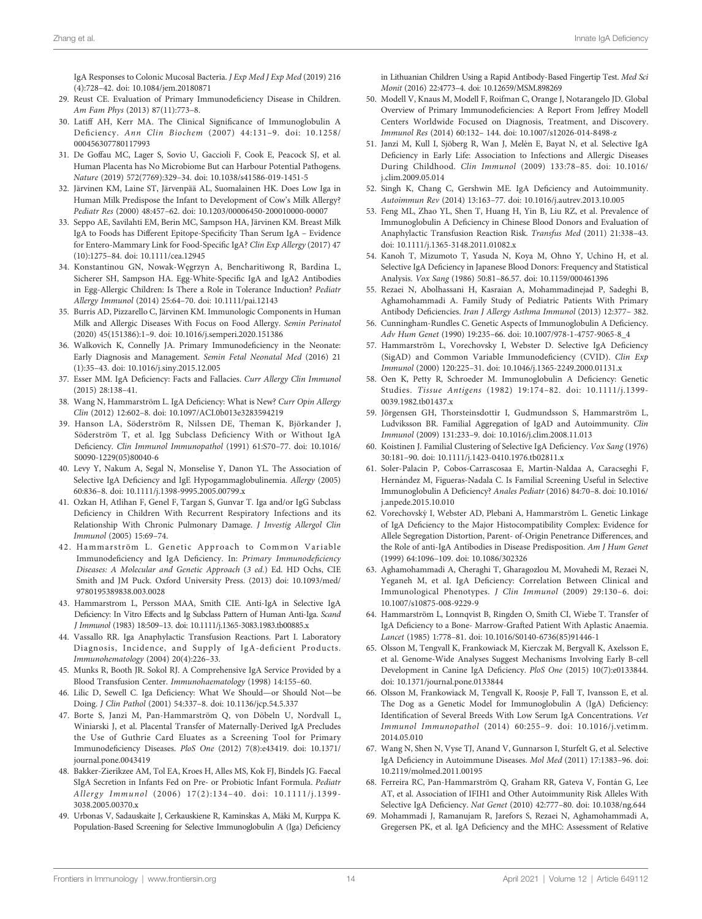IgA Responses to Colonic Mucosal Bacteria. *J Exp Med J Exp Med* (2019) 216 (4):728–42. doi: 10.1084/jem.20180871

29. Reust CE. Evaluation of Primary Immunodeficiency Disease in Children. *Am Fam Phys* (2013) 87(11):773–8.
30. Latiff AH, Kerr MA. The Clinical Significance of Immunoglobulin A Deficiency. *Ann Clin Biochem* (2007) 44:131–9. doi: 10.1258/000456307780117993
31. De Goffau MC, Lager S, Sovio U, Gaccioli F, Cook E, Peacock SJ, et al. Human Placenta has No Microbiome But can Harbour Potential Pathogens. *Nature* (2019) 572(7769):329–34. doi: 10.1038/s41586-019-1451-5
32. Järvinen KM, Laine ST, Järvenpää AL, Suomalainen HK. Does Low Iga in Human Milk Predispose the Infant to Development of Cow's Milk Allergy? *Pediatr Res* (2000) 48:457–62. doi: 10.1203/00006450-200010000-00007
33. Seppo AE, Savilahti EM, Berin MC, Sampson HA, Järvinen KM. Breast Milk IgA to Foods has Different Epitope-Specificity Than Serum IgA – Evidence for Entero-Mammary Link for Food-Specific IgA? *Clin Exp Allergy* (2017) 47 (10):1275–84. doi: 10.1111/cea.12945
34. Konstantinou GN, Nowak-Węgrzyn A, Bencharitiwong R, Bardina L, Sicherer SH, Sampson HA. Egg-White-Specific IgA and IgA2 Antibodies in Egg-Allergic Children: Is There a Role in Tolerance Induction? *Pediatr Allergy Immunol* (2014) 25:64–70. doi: 10.1111/pai.12143
35. Burris AD, Pizzarello C, Järvinen KM. Immunologic Components in Human Milk and Allergic Diseases With Focus on Food Allergy. *Semin Perinatol* (2020) 45(151386):1–9. doi: 10.1016/j.semperi.2020.151386
36. Walkovich K, Connelly JA. Primary Immunodeficiency in the Neonate: Early Diagnosis and Management. *Semin Fetal Neonatal Med* (2016) 21 (1):35–43. doi: 10.1016/j.siny.2015.12.005
37. Esser MM. IgA Deficiency: Facts and Fallacies. *Curr Allergy Clin Immunol* (2015) 28:138–41.
38. Wang N, Hammarström L. IgA Deficiency: What is New? *Curr Opin Allergy Clin* (2012) 12:602–8. doi: 10.1097/ACI.0b013e3283594219
39. Hanson LA, Söderström R, Nilssen DE, Theman K, Björkander J, Söderström T, et al. Igg Subclass Deficiency With or Without IgA Deficiency. *Clin Immunol Immunopathol* (1991) 61:S70–77. doi: 10.1016/S0090-1229(05)80040-6
40. Levy Y, Nakum A, Segal N, Monselise Y, Danon YL. The Association of Selective IgA Deficiency and IgE Hypogammaglobulinemia. *Allergy* (2005) 60:836–8. doi: 10.1111/j.1398-9995.2005.00799.x
41. Ozkan H, Atlihan F, Genel F, Targan S, Gunvar T. Iga and/or IgG Subclass Deficiency in Children With Recurrent Respiratory Infections and its Relationship With Chronic Pulmonary Damage. *J Investig Allergol Clin Immunol* (2005) 15:69–74.
42. Hammarström L. Genetic Approach to Common Variable Immunodeficiency and IgA Deficiency. In: *Primary Immunodeficiency Diseases: A Molecular and Genetic Approach* (*3 ed.*) Ed. HD Ochs, CIE Smith and JM Puck. Oxford University Press. (2013) doi: 10.1093/med/9780195389838.003.0028
43. Hammarstrom L, Persson MAA, Smith CIE. Anti-IgA in Selective IgA Deficiency: In Vitro Effects and Ig Subclass Pattern of Human Anti-Iga. *Scand J Immunol* (1983) 18:509–13. doi: 10.1111/j.1365-3083.1983.tb00885.x
44. Vassallo RR. Iga Anaphylactic Transfusion Reactions. Part I. Laboratory Diagnosis, Incidence, and Supply of IgA-deficient Products. *Immunohematology* (2004) 20(4):226–33.
45. Munks R, Booth JR. Sokol RJ. A Comprehensive IgA Service Provided by a Blood Transfusion Center. *Immunohaematology* (1998) 14:155–60.
46. Lilic D, Sewell C. Iga Deficiency: What We Should—or Should Not—be Doing. *J Clin Pathol* (2001) 54:337–8. doi: 10.1136/jcp.54.5.337
47. Borte S, Janzi M, Pan-Hammarström Q, von Döbeln U, Nordvall L, Winiarski J, et al. Placental Transfer of Maternally-Derived IgA Precludes the Use of Guthrie Card Eluates as a Screening Tool for Primary Immunodeficiency Diseases. *PloS One* (2012) 7(8):e43419. doi: 10.1371/journal.pone.0043419
48. Bakker-Zierikzee AM, Tol EA, Kroes H, Alles MS, Kok FJ, Bindels JG. Faecal SIgA Secretion in Infants Fed on Pre- or Probiotic Infant Formula. *Pediatr Allergy Immunol* (2006) 17(2):134–40. doi: 10.1111/j.1399-3038.2005.00370.x
49. Urbonas V, Sadauskaite J, Cerkauskiene R, Kaminskas A, Mäki M, Kurppa K. Population-Based Screening for Selective Immunoglobulin A (Iga) Deficiency in Lithuanian Children Using a Rapid Antibody-Based Fingertip Test. *Med Sci Monit* (2016) 22:4773–4. doi: 10.12659/MSM.898269
50. Modell V, Knaus M, Modell F, Roifman C, Orange J, Notarangelo JD. Global Overview of Primary Immunodeficiencies: A Report From Jeffrey Modell Centers Worldwide Focused on Diagnosis, Treatment, and Discovery. *Immunol Res* (2014) 60:132– 144. doi: 10.1007/s12026-014-8498-z
51. Janzi M, Kull I, Sjöberg R, Wan J, Melén E, Bayat N, et al. Selective IgA Deficiency in Early Life: Association to Infections and Allergic Diseases During Childhood. *Clin Immunol* (2009) 133:78–85. doi: 10.1016/j.clim.2009.05.014
52. Singh K, Chang C, Gershwin ME. IgA Deficiency and Autoimmunity. *Autoimmun Rev* (2014) 13:163–77. doi: 10.1016/j.autrev.2013.10.005
53. Feng ML, Zhao YL, Shen T, Huang H, Yin B, Liu RZ, et al. Prevalence of Immunoglobulin A Deficiency in Chinese Blood Donors and Evaluation of Anaphylactic Transfusion Reaction Risk. *Transfus Med* (2011) 21:338–43. doi: 10.1111/j.1365-3148.2011.01082.x
54. Kanoh T, Mizumoto T, Yasuda N, Koya M, Ohno Y, Uchino H, et al. Selective IgA Deficiency in Japanese Blood Donors: Frequency and Statistical Analysis. *Vox Sang* (1986) 50:81–86.57. doi: 10.1159/000461396
55. Rezaei N, Abolhassani H, Kasraian A, Mohammadinejad P, Sadeghi B, Aghamohammadi A. Family Study of Pediatric Patients With Primary Antibody Deficiencies. *Iran J Allergy Asthma Immunol* (2013) 12:377– 382.
56. Cunningham-Rundles C. Genetic Aspects of Immunoglobulin A Deficiency. *Adv Hum Genet* (1990) 19:235–66. doi: 10.1007/978-1-4757-9065-8_4
57. Hammarström L, Vorechovsky I, Webster D. Selective IgA Deficiency (SigAD) and Common Variable Immunodeficiency (CVID). *Clin Exp Immunol* (2000) 120:225–31. doi: 10.1046/j.1365-2249.2000.01131.x
58. Oen K, Petty R, Schroeder M. Immunoglobulin A Deficiency: Genetic Studies. *Tissue Antigens* (1982) 19:174–82. doi: 10.1111/j.1399-0039.1982.tb01437.x
59. Jörgensen GH, Thorsteinsdottir I, Gudmundsson S, Hammarström L, Ludviksson BR. Familial Aggregation of IgAD and Autoimmunity. *Clin Immunol* (2009) 131:233–9. doi: 10.1016/j.clim.2008.11.013
60. Koistinen J. Familial Clustering of Selective IgA Deficiency. *Vox Sang* (1976) 30:181–90. doi: 10.1111/j.1423-0410.1976.tb02811.x
61. Soler-Palacín P, Cobos-Carrascosaa E, Martín-Naldaa A, Caracseghi F, Hernández M, Figueras-Nadala C. Is Familial Screening Useful in Selective Immunoglobulin A Deficiency? *Anales Pediatr* (2016) 84:70–8. doi: 10.1016/j.anpede.2015.10.010
62. Vorechovský I, Webster AD, Plebani A, Hammarström L. Genetic Linkage of IgA Deficiency to the Major Histocompatibility Complex: Evidence for Allele Segregation Distortion, Parent- of-Origin Penetrance Differences, and the Role of anti-IgA Antibodies in Disease Predisposition. *Am J Hum Genet* (1999) 64:1096–109. doi: 10.1086/302326
63. Aghamohammadi A, Cheraghi T, Gharagozlou M, Movahedi M, Rezaei N, Yeganeh M, et al. IgA Deficiency: Correlation Between Clinical and Immunological Phenotypes. *J Clin Immunol* (2009) 29:130–6. doi: 10.1007/s10875-008-9229-9
64. Hammarström L, Lonnqvist B, Ringden O, Smith CI, Wiebe T. Transfer of IgA Deficiency to a Bone- Marrow-Grafted Patient With Aplastic Anaemia. *Lancet* (1985) 1:778–81. doi: 10.1016/S0140-6736(85)91446-1
65. Olsson M, Tengvall K, Frankowiack M, Kierczak M, Bergvall K, Axelsson E, et al. Genome-Wide Analyses Suggest Mechanisms Involving Early B-cell Development in Canine IgA Deficiency. *PloS One* (2015) 10(7):e0133844. doi: 10.1371/journal.pone.0133844
66. Olsson M, Frankowiack M, Tengvall K, Roosje P, Fall T, Ivansson E, et al. The Dog as a Genetic Model for Immunoglobulin A (IgA) Deficiency: Identification of Several Breeds With Low Serum IgA Concentrations. *Vet Immunol Immunopathol* (2014) 60:255–9. doi: 10.1016/j.vetimm.2014.05.010
67. Wang N, Shen N, Vyse TJ, Anand V, Gunnarson I, Sturfelt G, et al. Selective IgA Deficiency in Autoimmune Diseases. *Mol Med* (2011) 17:1383–96. doi: 10.2119/molmed.2011.00195
68. Ferreira RC, Pan-Hammarström Q, Graham RR, Gateva V, Fontán G, Lee AT, et al. Association of IFIH1 and Other Autoimmunity Risk Alleles With Selective IgA Deficiency. *Nat Genet* (2010) 42:777–80. doi: 10.1038/ng.644
69. Mohammadi J, Ramanujam R, Jarefors S, Rezaei N, Aghamohammadi A, Gregersen PK, et al. IgA Deficiency and the MHC: Assessment of Relative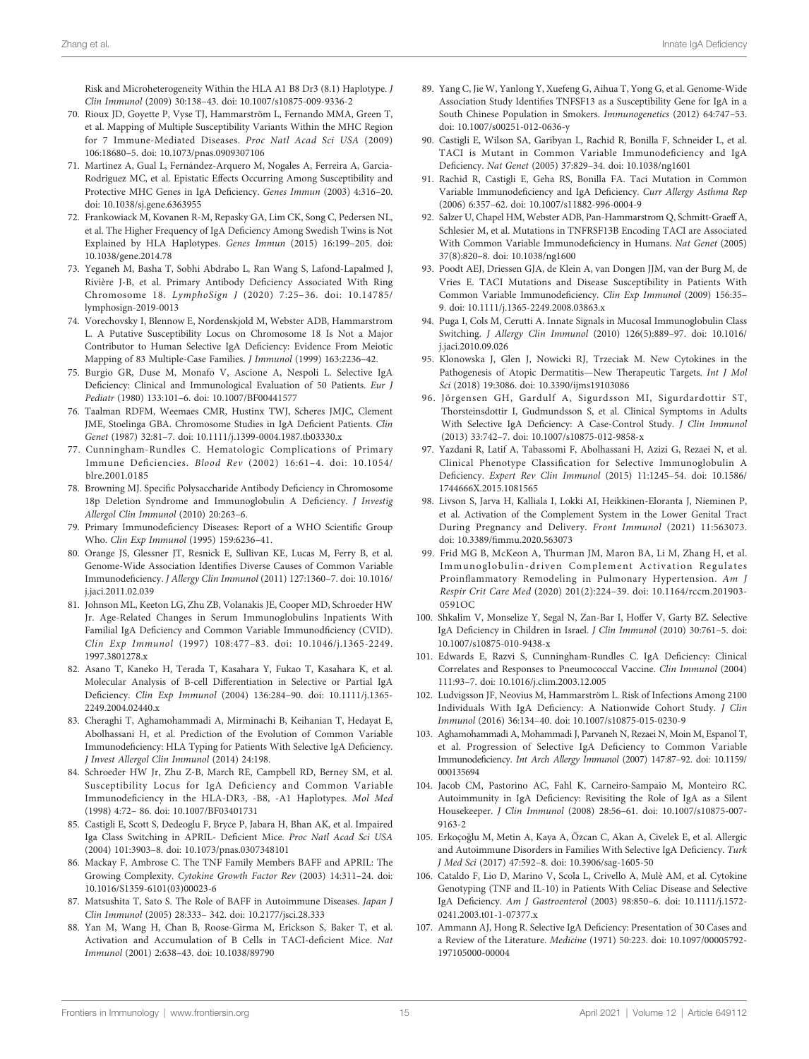Risk and Microheterogeneity Within the HLA A1 B8 Dr3 (8.1) Haplotype. *J Clin Immunol* (2009) 30:138–43. doi: 10.1007/s10875-009-9336-2

70. Rioux JD, Goyette P, Vyse TJ, Hammarström L, Fernando MMA, Green T, et al. Mapping of Multiple Susceptibility Variants Within the MHC Region for 7 Immune-Mediated Diseases. *Proc Natl Acad Sci USA* (2009) 106:18680–5. doi: 10.1073/pnas.0909307106
71. Martínez A, Gual L, Fernández-Arquero M, Nogales A, Ferreira A, Garcia-Rodriguez MC, et al. Epistatic Effects Occurring Among Susceptibility and Protective MHC Genes in IgA Deficiency. *Genes Immun* (2003) 4:316–20. doi: 10.1038/sj.gene.6363955
72. Frankowiack M, Kovanen R-M, Repasky GA, Lim CK, Song C, Pedersen NL, et al. The Higher Frequency of IgA Deficiency Among Swedish Twins is Not Explained by HLA Haplotypes. *Genes Immun* (2015) 16:199–205. doi: 10.1038/gene.2014.78
73. Yeganeh M, Basha T, Sobhi Abdrabo L, Ran Wang S, Lafond-Lapalmed J, Rivière J-B, et al. Primary Antibody Deficiency Associated With Ring Chromosome 18. *LymphoSign J* (2020) 7:25–36. doi: 10.14785/lymphosign-2019-0013
74. Vorechovsky I, Blennow E, Nordenskjold M, Webster ADB, Hammarstrom L. A Putative Susceptibility Locus on Chromosome 18 Is Not a Major Contributor to Human Selective IgA Deficiency: Evidence From Meiotic Mapping of 83 Multiple-Case Families. *J Immunol* (1999) 163:2236–42.
75. Burgio GR, Duse M, Monafo V, Ascione A, Nespoli L. Selective IgA Deficiency: Clinical and Immunological Evaluation of 50 Patients. *Eur J Pediatr* (1980) 133:101–6. doi: 10.1007/BF00441577
76. Taalman RDFM, Weemaes CMR, Hustinx TWJ, Scheres JMJC, Clement JME, Stoelinga GBA. Chromosome Studies in IgA Deficient Patients. *Clin Genet* (1987) 32:81–7. doi: 10.1111/j.1399-0004.1987.tb03330.x
77. Cunningham-Rundles C. Hematologic Complications of Primary Immune Deficiencies. *Blood Rev* (2002) 16:61–4. doi: 10.1054/blre.2001.0185
78. Browning MJ. Specific Polysaccharide Antibody Deficiency in Chromosome 18p Deletion Syndrome and Immunoglobulin A Deficiency. *J Investig Allergol Clin Immunol* (2010) 20:263–6.
79. Primary Immunodeficiency Diseases: Report of a WHO Scientific Group Who. *Clin Exp Immunol* (1995) 159:6236–41.
80. Orange JS, Glessner JT, Resnick E, Sullivan KE, Lucas M, Ferry B, et al. Genome-Wide Association Identifies Diverse Causes of Common Variable Immunodeficiency. *J Allergy Clin Immunol* (2011) 127:1360–7. doi: 10.1016/j.jaci.2011.02.039
81. Johnson ML, Keeton LG, Zhu ZB, Volanakis JE, Cooper MD, Schroeder HW Jr. Age-Related Changes in Serum Immunoglobulins Inpatients With Familial IgA Deficiency and Common Variable Immunodficiency (CVID). *Clin Exp Immunol* (1997) 108:477–83. doi: 10.1046/j.1365-2249.1997.3801278.x
82. Asano T, Kaneko H, Terada T, Kasahara Y, Fukao T, Kasahara K, et al. Molecular Analysis of B-cell Differentiation in Selective or Partial IgA Deficiency. *Clin Exp Immunol* (2004) 136:284–90. doi: 10.1111/j.1365-2249.2004.02440.x
83. Cheraghi T, Aghamohammadi A, Mirminachi B, Keihanian T, Hedayat E, Abolhassani H, et al. Prediction of the Evolution of Common Variable Immunodeficiency: HLA Typing for Patients With Selective IgA Deficiency. *J Invest Allergol Clin Immunol* (2014) 24:198.
84. Schroeder HW Jr, Zhu Z-B, March RE, Campbell RD, Berney SM, et al. Susceptibility Locus for IgA Deficiency and Common Variable Immunodeficiency in the HLA-DR3, -B8, -A1 Haplotypes. *Mol Med* (1998) 4:72– 86. doi: 10.1007/BF03401731
85. Castigli E, Scott S, Dedeoglu F, Bryce P, Jabara H, Bhan AK, et al. Impaired Iga Class Switching in APRIL- Deficient Mice. *Proc Natl Acad Sci USA* (2004) 101:3903–8. doi: 10.1073/pnas.0307348101
86. Mackay F, Ambrose C. The TNF Family Members BAFF and APRIL: The Growing Complexity. *Cytokine Growth Factor Rev* (2003) 14:311–24. doi: 10.1016/S1359-6101(03)00023-6
87. Matsushita T, Sato S. The Role of BAFF in Autoimmune Diseases. *Japan J Clin Immunol* (2005) 28:333– 342. doi: 10.2177/jsci.28.333
88. Yan M, Wang H, Chan B, Roose-Girma M, Erickson S, Baker T, et al. Activation and Accumulation of B Cells in TACI-deficient Mice. *Nat Immunol* (2001) 2:638–43. doi: 10.1038/89790
89. Yang C, Jie W, Yanlong Y, Xuefeng G, Aihua T, Yong G, et al. Genome-Wide Association Study Identifies TNFSF13 as a Susceptibility Gene for IgA in a South Chinese Population in Smokers. *Immunogenetics* (2012) 64:747–53. doi: 10.1007/s00251-012-0636-y
90. Castigli E, Wilson SA, Garibyan L, Rachid R, Bonilla F, Schneider L, et al. TACI is Mutant in Common Variable Immunodeficiency and IgA Deficiency. *Nat Genet* (2005) 37:829–34. doi: 10.1038/ng1601
91. Rachid R, Castigli E, Geha RS, Bonilla FA. Taci Mutation in Common Variable Immunodeficiency and IgA Deficiency. *Curr Allergy Asthma Rep* (2006) 6:357–62. doi: 10.1007/s11882-996-0004-9
92. Salzer U, Chapel HM, Webster ADB, Pan-Hammarstrom Q, Schmitt-Graeff A, Schlesier M, et al. Mutations in TNFRSF13B Encoding TACI are Associated With Common Variable Immunodeficiency in Humans. *Nat Genet* (2005) 37(8):820–8. doi: 10.1038/ng1600
93. Poodt AEJ, Driessen GJA, de Klein A, van Dongen JJM, van der Burg M, de Vries E. TACI Mutations and Disease Susceptibility in Patients With Common Variable Immunodeficiency. *Clin Exp Immunol* (2009) 156:35–9. doi: 10.1111/j.1365-2249.2008.03863.x
94. Puga I, Cols M, Cerutti A. Innate Signals in Mucosal Immunoglobulin Class Switching. *J Allergy Clin Immunol* (2010) 126(5):889–97. doi: 10.1016/j.jaci.2010.09.026
95. Klonowska J, Glen J, Nowicki RJ, Trzeciak M. New Cytokines in the Pathogenesis of Atopic Dermatitis—New Therapeutic Targets. *Int J Mol Sci* (2018) 19:3086. doi: 10.3390/ijms19103086
96. Jörgensen GH, Gardulf A, Sigurdsson MI, Sigurdardottir ST, Thorsteinsdottir I, Gudmundsson S, et al. Clinical Symptoms in Adults With Selective IgA Deficiency: A Case-Control Study. *J Clin Immunol* (2013) 33:742–7. doi: 10.1007/s10875-012-9858-x
97. Yazdani R, Latif A, Tabassomi F, Abolhassani H, Azizi G, Rezaei N, et al. Clinical Phenotype Classification for Selective Immunoglobulin A Deficiency. *Expert Rev Clin Immunol* (2015) 11:1245–54. doi: 10.1586/1744666X.2015.1081565
98. Livson S, Jarva H, Kalliala I, Lokki AI, Heikkinen-Eloranta J, Nieminen P, et al. Activation of the Complement System in the Lower Genital Tract During Pregnancy and Delivery. *Front Immunol* (2021) 11:563073. doi: 10.3389/fimmu.2020.563073
99. Frid MG B, McKeon A, Thurman JM, Maron BA, Li M, Zhang H, et al. Immunoglobulin-driven Complement Activation Regulates Proinflammatory Remodeling in Pulmonary Hypertension. *Am J Respir Crit Care Med* (2020) 201(2):224–39. doi: 10.1164/rccm.201903-0591OC
100. Shkalim V, Monselize Y, Segal N, Zan-Bar I, Hoffer V, Garty BZ. Selective IgA Deficiency in Children in Israel. *J Clin Immunol* (2010) 30:761–5. doi: 10.1007/s10875-010-9438-x
101. Edwards E, Razvi S, Cunningham-Rundles C. IgA Deficiency: Clinical Correlates and Responses to Pneumococcal Vaccine. *Clin Immunol* (2004) 111:93–7. doi: 10.1016/j.clim.2003.12.005
102. Ludvigsson JF, Neovius M, Hammarström L. Risk of Infections Among 2100 Individuals With IgA Deficiency: A Nationwide Cohort Study. *J Clin Immunol* (2016) 36:134–40. doi: 10.1007/s10875-015-0230-9
103. Aghamohammadi A, Mohammadi J, Parvaneh N, Rezaei N, Moin M, Espanol T, et al. Progression of Selective IgA Deficiency to Common Variable Immunodeficiency. *Int Arch Allergy Immunol* (2007) 147:87–92. doi: 10.1159/000135694
104. Jacob CM, Pastorino AC, Fahl K, Carneiro-Sampaio M, Monteiro RC. Autoimmunity in IgA Deficiency: Revisiting the Role of IgA as a Silent Housekeeper. *J Clin Immunol* (2008) 28:56–61. doi: 10.1007/s10875-007-9163-2
105. Erkoçoğlu M, Metin A, Kaya A, Özcan C, Akan A, Civelek E, et al. Allergic and Autoimmune Disorders in Families With Selective IgA Deficiency. *Turk J Med Sci* (2017) 47:592–8. doi: 10.3906/sag-1605-50
106. Cataldo F, Lio D, Marino V, Scola L, Crivello A, Mulè AM, et al. Cytokine Genotyping (TNF and IL-10) in Patients With Celiac Disease and Selective IgA Deficiency. *Am J Gastroenterol* (2003) 98:850–6. doi: 10.1111/j.1572-0241.2003.t01-1-07377.x
107. Ammann AJ, Hong R. Selective IgA Deficiency: Presentation of 30 Cases and a Review of the Literature. *Medicine* (1971) 50:223. doi: 10.1097/00005792-197105000-00004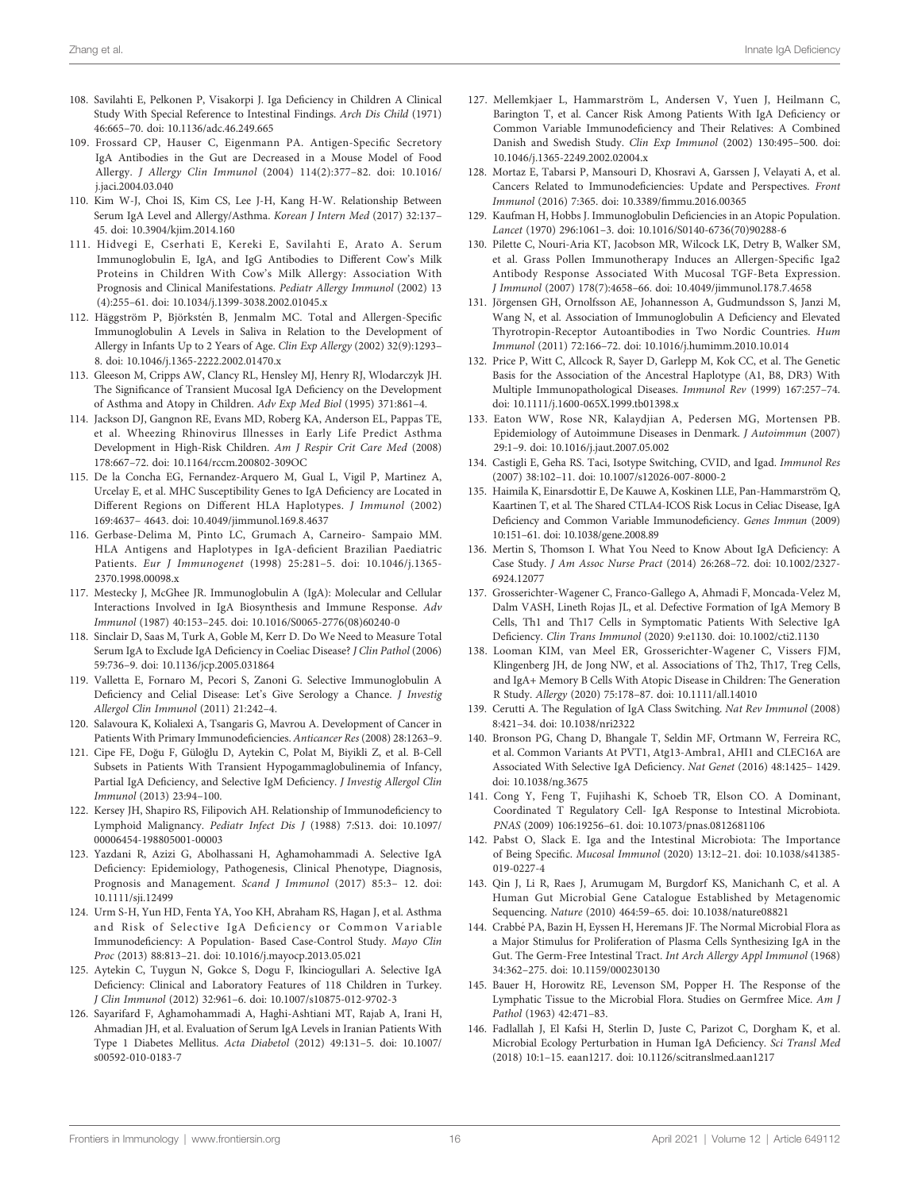108. Savilahti E, Pelkonen P, Visakorpi J. Iga Deficiency in Children A Clinical Study With Special Reference to Intestinal Findings. *Arch Dis Child* (1971) 46:665–70. doi: 10.1136/adc.46.249.665
109. Frossard CP, Hauser C, Eigenmann PA. Antigen-Specific Secretory IgA Antibodies in the Gut are Decreased in a Mouse Model of Food Allergy. *J Allergy Clin Immunol* (2004) 114(2):377–82. doi: 10.1016/j.jaci.2004.03.040
110. Kim W-J, Choi IS, Kim CS, Lee J-H, Kang H-W. Relationship Between Serum IgA Level and Allergy/Asthma. *Korean J Intern Med* (2017) 32:137–45. doi: 10.3904/kjim.2014.160
111. Hidvegi E, Cserhati E, Kereki E, Savilahti E, Arato A. Serum Immunoglobulin E, IgA, and IgG Antibodies to Different Cow's Milk Proteins in Children With Cow's Milk Allergy: Association With Prognosis and Clinical Manifestations. *Pediatr Allergy Immunol* (2002) 13 (4):255–61. doi: 10.1034/j.1399-3038.2002.01045.x
112. Häggström P, Björkstén B, Jenmalm MC. Total and Allergen-Specific Immunoglobulin A Levels in Saliva in Relation to the Development of Allergy in Infants Up to 2 Years of Age. *Clin Exp Allergy* (2002) 32(9):1293–8. doi: 10.1046/j.1365-2222.2002.01470.x
113. Gleeson M, Cripps AW, Clancy RL, Hensley MJ, Henry RJ, Wlodarczyk JH. The Significance of Transient Mucosal IgA Deficiency on the Development of Asthma and Atopy in Children. *Adv Exp Med Biol* (1995) 371:861–4.
114. Jackson DJ, Gangnon RE, Evans MD, Roberg KA, Anderson EL, Pappas TE, et al. Wheezing Rhinovirus Illnesses in Early Life Predict Asthma Development in High-Risk Children. *Am J Respir Crit Care Med* (2008) 178:667–72. doi: 10.1164/rccm.200802-309OC
115. De la Concha EG, Fernandez-Arquero M, Gual L, Vigil P, Martinez A, Urcelay E, et al. MHC Susceptibility Genes to IgA Deficiency are Located in Different Regions on Different HLA Haplotypes. *J Immunol* (2002) 169:4637– 4643. doi: 10.4049/jimmunol.169.8.4637
116. Gerbase-Delima M, Pinto LC, Grumach A, Carneiro- Sampaio MM. HLA Antigens and Haplotypes in IgA-deficient Brazilian Paediatric Patients. *Eur J Immunogenet* (1998) 25:281–5. doi: 10.1046/j.1365-2370.1998.00098.x
117. Mestecky J, McGhee JR. Immunoglobulin A (IgA): Molecular and Cellular Interactions Involved in IgA Biosynthesis and Immune Response. *Adv Immunol* (1987) 40:153–245. doi: 10.1016/S0065-2776(08)60240-0
118. Sinclair D, Saas M, Turk A, Goble M, Kerr D. Do We Need to Measure Total Serum IgA to Exclude IgA Deficiency in Coeliac Disease? *J Clin Pathol* (2006) 59:736–9. doi: 10.1136/jcp.2005.031864
119. Valletta E, Fornaro M, Pecori S, Zanoni G. Selective Immunoglobulin A Deficiency and Celial Disease: Let's Give Serology a Chance. *J Investig Allergol Clin Immunol* (2011) 21:242–4.
120. Salavoura K, Kolialexi A, Tsangaris G, Mavrou A. Development of Cancer in Patients With Primary Immunodeficiencies. *Anticancer Res* (2008) 28:1263–9.
121. Cipe FE, Doğu F, Güloğlu D, Aytekin C, Polat M, Biyikli Z, et al. B-Cell Subsets in Patients With Transient Hypogammaglobulinemia of Infancy, Partial IgA Deficiency, and Selective IgM Deficiency. *J Investig Allergol Clin Immunol* (2013) 23:94–100.
122. Kersey JH, Shapiro RS, Filipovich AH. Relationship of Immunodeficiency to Lymphoid Malignancy. *Pediatr Infect Dis J* (1988) 7:S13. doi: 10.1097/00006454-198805001-00003
123. Yazdani R, Azizi G, Abolhassani H, Aghamohammadi A. Selective IgA Deficiency: Epidemiology, Pathogenesis, Clinical Phenotype, Diagnosis, Prognosis and Management. *Scand J Immunol* (2017) 85:3– 12. doi: 10.1111/sji.12499
124. Urm S-H, Yun HD, Fenta YA, Yoo KH, Abraham RS, Hagan J, et al. Asthma and Risk of Selective IgA Deficiency or Common Variable Immunodeficiency: A Population- Based Case-Control Study. *Mayo Clin Proc* (2013) 88:813–21. doi: 10.1016/j.mayocp.2013.05.021
125. Aytekin C, Tuygun N, Gokce S, Dogu F, Ikinciogullari A. Selective IgA Deficiency: Clinical and Laboratory Features of 118 Children in Turkey. *J Clin Immunol* (2012) 32:961–6. doi: 10.1007/s10875-012-9702-3
126. Sayarifard F, Aghamohammadi A, Haghi-Ashtiani MT, Rajab A, Irani H, Ahmadian JH, et al. Evaluation of Serum IgA Levels in Iranian Patients With Type 1 Diabetes Mellitus. *Acta Diabetol* (2012) 49:131–5. doi: 10.1007/s00592-010-0183-7
127. Mellemkjaer L, Hammarström L, Andersen V, Yuen J, Heilmann C, Barington T, et al. Cancer Risk Among Patients With IgA Deficiency or Common Variable Immunodeficiency and Their Relatives: A Combined Danish and Swedish Study. *Clin Exp Immunol* (2002) 130:495–500. doi: 10.1046/j.1365-2249.2002.02004.x
128. Mortaz E, Tabarsi P, Mansouri D, Khosravi A, Garssen J, Velayati A, et al. Cancers Related to Immunodeficiencies: Update and Perspectives. *Front Immunol* (2016) 7:365. doi: 10.3389/fimmu.2016.00365
129. Kaufman H, Hobbs J. Immunoglobulin Deficiencies in an Atopic Population. *Lancet* (1970) 296:1061–3. doi: 10.1016/S0140-6736(70)90288-6
130. Pilette C, Nouri-Aria KT, Jacobson MR, Wilcock LK, Detry B, Walker SM, et al. Grass Pollen Immunotherapy Induces an Allergen-Specific Iga2 Antibody Response Associated With Mucosal TGF-Beta Expression. *J Immunol* (2007) 178(7):4658–66. doi: 10.4049/jimmunol.178.7.4658
131. Jörgensen GH, Ornolfsson AE, Johannesson A, Gudmundsson S, Janzi M, Wang N, et al. Association of Immunoglobulin A Deficiency and Elevated Thyrotropin-Receptor Autoantibodies in Two Nordic Countries. *Hum Immunol* (2011) 72:166–72. doi: 10.1016/j.humimm.2010.10.014
132. Price P, Witt C, Allcock R, Sayer D, Garlepp M, Kok CC, et al. The Genetic Basis for the Association of the Ancestral Haplotype (A1, B8, DR3) With Multiple Immunopathological Diseases. *Immunol Rev* (1999) 167:257–74. doi: 10.1111/j.1600-065X.1999.tb01398.x
133. Eaton WW, Rose NR, Kalaydjian A, Pedersen MG, Mortensen PB. Epidemiology of Autoimmune Diseases in Denmark. *J Autoimmun* (2007) 29:1–9. doi: 10.1016/j.jaut.2007.05.002
134. Castigli E, Geha RS. Taci, Isotype Switching, CVID, and Igad. *Immunol Res* (2007) 38:102–11. doi: 10.1007/s12026-007-8000-2
135. Haimila K, Einarsdottir E, De Kauwe A, Koskinen LLE, Pan-Hammarström Q, Kaartinen T, et al. The Shared CTLA4-ICOS Risk Locus in Celiac Disease, IgA Deficiency and Common Variable Immunodeficiency. *Genes Immun* (2009) 10:151–61. doi: 10.1038/gene.2008.89
136. Mertin S, Thomson I. What You Need to Know About IgA Deficiency: A Case Study. *J Am Assoc Nurse Pract* (2014) 26:268–72. doi: 10.1002/2327-6924.12077
137. Grosserichter-Wagener C, Franco-Gallego A, Ahmadi F, Moncada-Velez M, Dalm VASH, Lineth Rojas JL, et al. Defective Formation of IgA Memory B Cells, Th1 and Th17 Cells in Symptomatic Patients With Selective IgA Deficiency. *Clin Trans Immunol* (2020) 9:e1130. doi: 10.1002/cti2.1130
138. Looman KIM, van Meel ER, Grosserichter-Wagener C, Vissers FJM, Klingenberg JH, de Jong NW, et al. Associations of Th2, Th17, Treg Cells, and IgA+ Memory B Cells With Atopic Disease in Children: The Generation R Study. *Allergy* (2020) 75:178–87. doi: 10.1111/all.14010
139. Cerutti A. The Regulation of IgA Class Switching. *Nat Rev Immunol* (2008) 8:421–34. doi: 10.1038/nri2322
140. Bronson PG, Chang D, Bhangale T, Seldin MF, Ortmann W, Ferreira RC, et al. Common Variants At PVT1, Atg13-Ambra1, AHI1 and CLEC16A are Associated With Selective IgA Deficiency. *Nat Genet* (2016) 48:1425– 1429. doi: 10.1038/ng.3675
141. Cong Y, Feng T, Fujihashi K, Schoeb TR, Elson CO. A Dominant, Coordinated T Regulatory Cell- IgA Response to Intestinal Microbiota. *PNAS* (2009) 106:19256–61. doi: 10.1073/pnas.0812681106
142. Pabst O, Slack E. Iga and the Intestinal Microbiota: The Importance of Being Specific. *Mucosal Immunol* (2020) 13:12–21. doi: 10.1038/s41385-019-0227-4
143. Qin J, Li R, Raes J, Arumugam M, Burgdorf KS, Manichanh C, et al. A Human Gut Microbial Gene Catalogue Established by Metagenomic Sequencing. *Nature* (2010) 464:59–65. doi: 10.1038/nature08821
144. Crabbé PA, Bazin H, Eyssen H, Heremans JF. The Normal Microbial Flora as a Major Stimulus for Proliferation of Plasma Cells Synthesizing IgA in the Gut. The Germ-Free Intestinal Tract. *Int Arch Allergy Appl Immunol* (1968) 34:362–275. doi: 10.1159/000230130
145. Bauer H, Horowitz RE, Levenson SM, Popper H. The Response of the Lymphatic Tissue to the Microbial Flora. Studies on Germfree Mice. *Am J Pathol* (1963) 42:471–83.
146. Fadlallah J, El Kafsi H, Sterlin D, Juste C, Parizot C, Dorgham K, et al. Microbial Ecology Perturbation in Human IgA Deficiency. *Sci Transl Med* (2018) 10:1–15. eaan1217. doi: 10.1126/scitranslmed.aan1217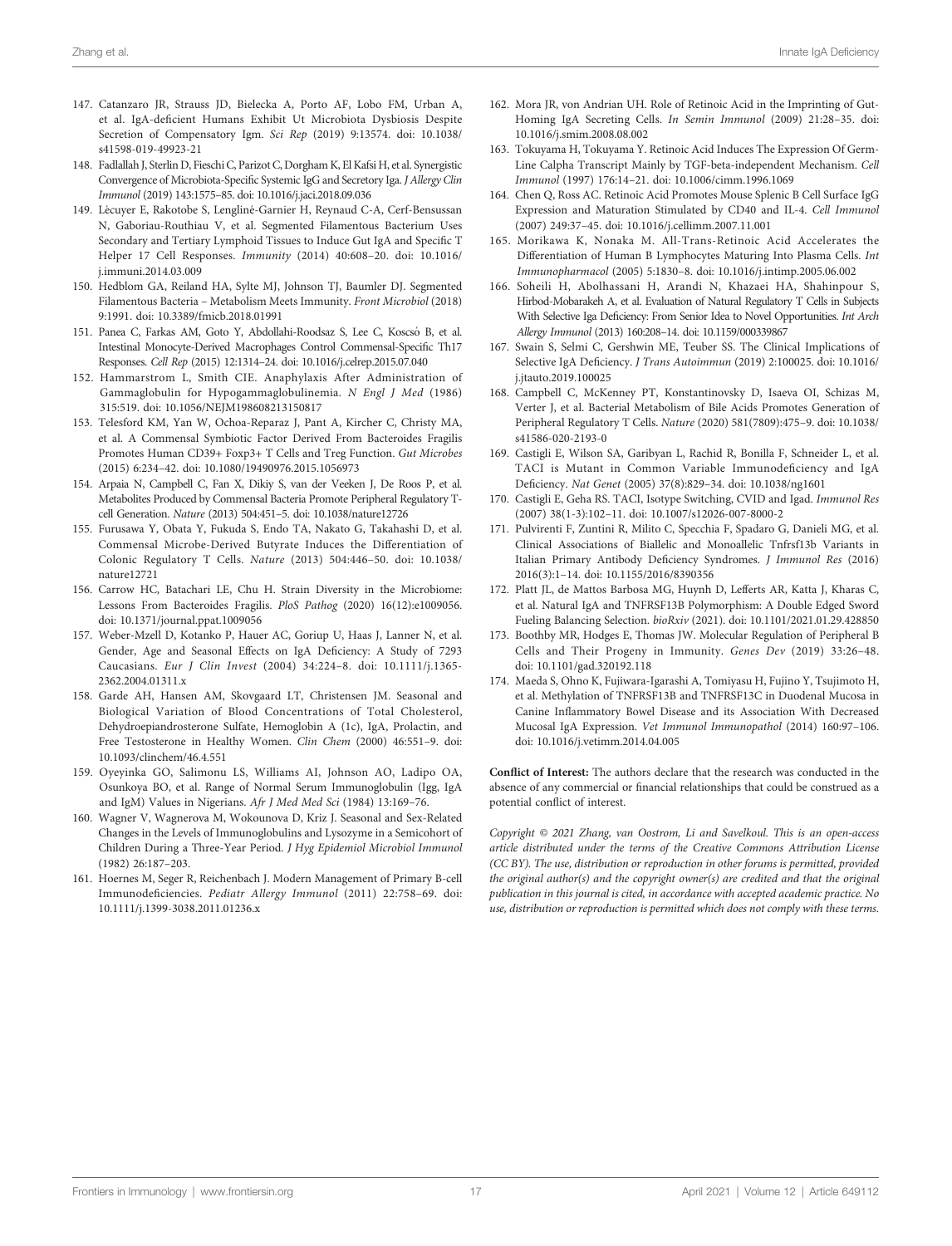147. Catanzaro JR, Strauss JD, Bielecka A, Porto AF, Lobo FM, Urban A, et al. IgA-deficient Humans Exhibit Ut Microbiota Dysbiosis Despite Secretion of Compensatory Igm. *Sci Rep* (2019) 9:13574. doi: 10.1038/s41598-019-49923-21

148. Fadlallah J, Sterlin D, Fieschi C, Parizot C, Dorgham K, El Kafsi H, et al. Synergistic Convergence of Microbiota-Specific Systemic IgG and Secretory Iga. *J Allergy Clin Immunol* (2019) 143:1575–85. doi: 10.1016/j.jaci.2018.09.036

149. Lécuyer E, Rakotobe S, Lengliné-Garnier H, Reynaud C-A, Cerf-Bensussan N, Gaboriau-Routhiau V, et al. Segmented Filamentous Bacterium Uses Secondary and Tertiary Lymphoid Tissues to Induce Gut IgA and Specific T Helper 17 Cell Responses. *Immunity* (2014) 40:608–20. doi: 10.1016/j.immuni.2014.03.009

150. Hedblom GA, Reiland HA, Sylte MJ, Johnson TJ, Baumler DJ. Segmented Filamentous Bacteria – Metabolism Meets Immunity. *Front Microbiol* (2018) 9:1991. doi: 10.3389/fmicb.2018.01991

151. Panea C, Farkas AM, Goto Y, Abdollahi-Roodsaz S, Lee C, Koscsó B, et al. Intestinal Monocyte-Derived Macrophages Control Commensal-Specific Th17 Responses. *Cell Rep* (2015) 12:1314–24. doi: 10.1016/j.celrep.2015.07.040

152. Hammarstrom L, Smith CIE. Anaphylaxis After Administration of Gammaglobulin for Hypogammaglobulinemia. *N Engl J Med* (1986) 315:519. doi: 10.1056/NEJM198608213150817

153. Telesford KM, Yan W, Ochoa-Reparaz J, Pant A, Kircher C, Christy MA, et al. A Commensal Symbiotic Factor Derived From Bacteroides Fragilis Promotes Human CD39+ Foxp3+ T Cells and Treg Function. *Gut Microbes* (2015) 6:234–42. doi: 10.1080/19490976.2015.1056973

154. Arpaia N, Campbell C, Fan X, Dikiy S, van der Veeken J, De Roos P, et al. Metabolites Produced by Commensal Bacteria Promote Peripheral Regulatory T-cell Generation. *Nature* (2013) 504:451–5. doi: 10.1038/nature12726

155. Furusawa Y, Obata Y, Fukuda S, Endo TA, Nakato G, Takahashi D, et al. Commensal Microbe-Derived Butyrate Induces the Differentiation of Colonic Regulatory T Cells. *Nature* (2013) 504:446–50. doi: 10.1038/nature12721

156. Carrow HC, Batachari LE, Chu H. Strain Diversity in the Microbiome: Lessons From Bacteroides Fragilis. *PloS Pathog* (2020) 16(12):e1009056. doi: 10.1371/journal.ppat.1009056

157. Weber-Mzell D, Kotanko P, Hauer AC, Goriup U, Haas J, Lanner N, et al. Gender, Age and Seasonal Effects on IgA Deficiency: A Study of 7293 Caucasians. *Eur J Clin Invest* (2004) 34:224–8. doi: 10.1111/j.1365-2362.2004.01311.x

158. Garde AH, Hansen AM, Skovgaard LT, Christensen JM. Seasonal and Biological Variation of Blood Concentrations of Total Cholesterol, Dehydroepiandrosterone Sulfate, Hemoglobin A (1c), IgA, Prolactin, and Free Testosterone in Healthy Women. *Clin Chem* (2000) 46:551–9. doi: 10.1093/clinchem/46.4.551

159. Oyeyinka GO, Salimonu LS, Williams AI, Johnson AO, Ladipo OA, Osunkoya BO, et al. Range of Normal Serum Immunoglobulin (Igg, IgA and IgM) Values in Nigerians. *Afr J Med Med Sci* (1984) 13:169–76.

160. Wagner V, Wagnerova M, Wokounova D, Kriz J. Seasonal and Sex-Related Changes in the Levels of Immunoglobulins and Lysozyme in a Semicohort of Children During a Three-Year Period. *J Hyg Epidemiol Microbiol Immunol* (1982) 26:187–203.

161. Hoernes M, Seger R, Reichenbach J. Modern Management of Primary B-cell Immunodeficiencies. *Pediatr Allergy Immunol* (2011) 22:758–69. doi: 10.1111/j.1399-3038.2011.01236.x

162. Mora JR, von Andrian UH. Role of Retinoic Acid in the Imprinting of Gut-Homing IgA Secreting Cells. *In Semin Immunol* (2009) 21:28–35. doi: 10.1016/j.smim.2008.08.002

163. Tokuyama H, Tokuyama Y. Retinoic Acid Induces The Expression Of Germ-Line Calpha Transcript Mainly by TGF-beta-independent Mechanism. *Cell Immunol* (1997) 176:14–21. doi: 10.1006/cimm.1996.1069

164. Chen Q, Ross AC. Retinoic Acid Promotes Mouse Splenic B Cell Surface IgG Expression and Maturation Stimulated by CD40 and IL-4. *Cell Immunol* (2007) 249:37–45. doi: 10.1016/j.cellimm.2007.11.001

165. Morikawa K, Nonaka M. All-Trans-Retinoic Acid Accelerates the Differentiation of Human B Lymphocytes Maturing Into Plasma Cells. *Int Immunopharmacol* (2005) 5:1830–8. doi: 10.1016/j.intimp.2005.06.002

166. Soheili H, Abolhassani H, Arandi N, Khazaei HA, Shahinpour S, Hirbod-Mobarakeh A, et al. Evaluation of Natural Regulatory T Cells in Subjects With Selective Iga Deficiency: From Senior Idea to Novel Opportunities. *Int Arch Allergy Immunol* (2013) 160:208–14. doi: 10.1159/000339867

167. Swain S, Selmi C, Gershwin ME, Teuber SS. The Clinical Implications of Selective IgA Deficiency. *J Trans Autoimmun* (2019) 2:100025. doi: 10.1016/j.jtauto.2019.100025

168. Campbell C, McKenney PT, Konstantinovsky D, Isaeva OI, Schizas M, Verter J, et al. Bacterial Metabolism of Bile Acids Promotes Generation of Peripheral Regulatory T Cells. *Nature* (2020) 581(7809):475–9. doi: 10.1038/s41586-020-2193-0

169. Castigli E, Wilson SA, Garibyan L, Rachid R, Bonilla F, Schneider L, et al. TACI is Mutant in Common Variable Immunodeficiency and IgA Deficiency. *Nat Genet* (2005) 37(8):829–34. doi: 10.1038/ng1601

170. Castigli E, Geha RS. TACI, Isotype Switching, CVID and Igad. *Immunol Res* (2007) 38(1-3):102–11. doi: 10.1007/s12026-007-8000-2

171. Pulvirenti F, Zuntini R, Milito C, Specchia F, Spadaro G, Danieli MG, et al. Clinical Associations of Biallelic and Monoallelic Tnfrsf13b Variants in Italian Primary Antibody Deficiency Syndromes. *J Immunol Res* (2016) 2016(3):1–14. doi: 10.1155/2016/8390356

172. Platt JL, de Mattos Barbosa MG, Huynh D, Lefferts AR, Katta J, Kharas C, et al. Natural IgA and TNFRSF13B Polymorphism: A Double Edged Sword Fueling Balancing Selection. *bioRxiv* (2021). doi: 10.1101/2021.01.29.428850

173. Boothby MR, Hodges E, Thomas JW. Molecular Regulation of Peripheral B Cells and Their Progeny in Immunity. *Genes Dev* (2019) 33:26–48. doi: 10.1101/gad.320192.118

174. Maeda S, Ohno K, Fujiwara-Igarashi A, Tomiyasu H, Fujino Y, Tsujimoto H, et al. Methylation of TNFRSF13B and TNFRSF13C in Duodenal Mucosa in Canine Inflammatory Bowel Disease and its Association With Decreased Mucosal IgA Expression. *Vet Immunol Immunopathol* (2014) 160:97–106. doi: 10.1016/j.vetimm.2014.04.005

**Conflict of Interest:** The authors declare that the research was conducted in the absence of any commercial or financial relationships that could be construed as a potential conflict of interest.

*Copyright © 2021 Zhang, van Oostrom, Li and Savelkoul. This is an open-access article distributed under the terms of the Creative Commons Attribution License (CC BY). The use, distribution or reproduction in other forums is permitted, provided the original author(s) and the copyright owner(s) are credited and that the original publication in this journal is cited, in accordance with accepted academic practice. No use, distribution or reproduction is permitted which does not comply with these terms.*